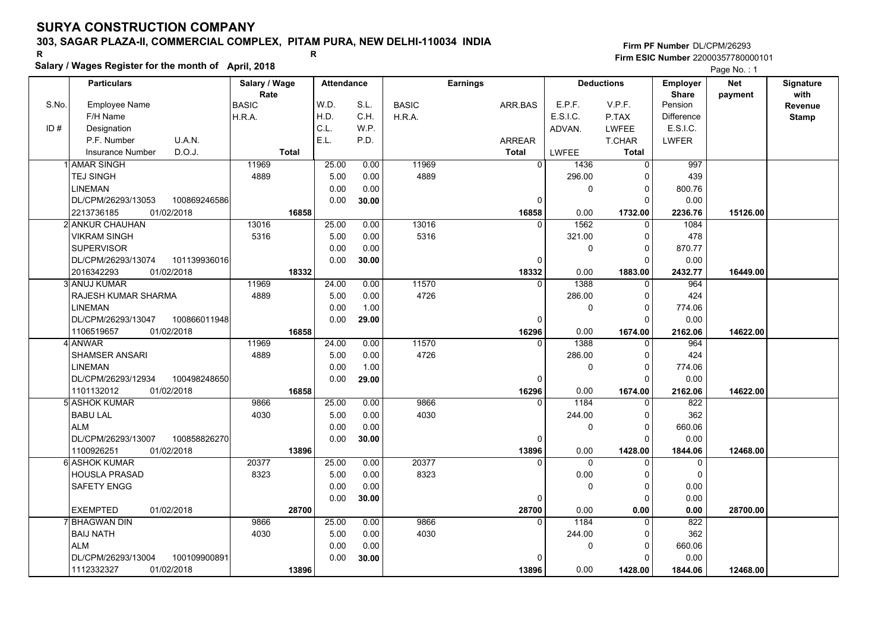# SURYA CONSTRUCTION COMPANY

**303, SAGAR PLAZA-II, COMMERCIAL COMPLEX, PITAM PURA, NEW DELHI-110034 INDIA**

R R

**Salary / Wages Register for the month of April, 2018**

**Firm PF Number** DL/CPM/26293
**Firm ESIC Number** 22000357780000101

Page No. : 1

| S.No. / ID # | Particulars: Employee Name / F/H Name / Designation / P.F. Number U.A.N. / Insurance Number D.O.J. | Salary / Wage Rate: BASIC / H.R.A. / Total | Attendance: W.D. / H.D. / C.L. / E.L. | Attendance: S.L. / C.H. / W.P. / P.D. | Earnings: BASIC / H.R.A. | Earnings: ARR.BAS / ARREAR / Total | Deductions: E.P.F. / E.S.I.C. / ADVAN. / LWFEE | Deductions: V.P.F. / P.TAX / LWFEE / T.CHAR / Total | Employer Share: Pension / Difference / E.S.I.C. / LWFER | Net payment | Signature with Revenue Stamp |
|---|---|---|---|---|---|---|---|---|---|---|---|
| 1 | AMAR SINGH<br>TEJ SINGH<br>LINEMAN<br>DL/CPM/26293/13053 100869246586<br>2213736185 01/02/2018 | 11969<br>4889<br>16858 | 25.00<br>5.00<br>0.00<br>0.00 | 0.00<br>0.00<br>0.00<br>30.00 | 11969<br>4889 | 0<br>0<br>16858 | 1436<br>296.00<br>0<br>0.00 | 0<br>0<br>0<br>0<br>1732.00 | 997<br>439<br>800.76<br>0.00<br>2236.76 | 15126.00 | |
| 2 | ANKUR CHAUHAN<br>VIKRAM SINGH<br>SUPERVISOR<br>DL/CPM/26293/13074 101139936016<br>2016342293 01/02/2018 | 13016<br>5316<br>18332 | 25.00<br>5.00<br>0.00<br>0.00 | 0.00<br>0.00<br>0.00<br>30.00 | 13016<br>5316 | 0<br>0<br>18332 | 1562<br>321.00<br>0<br>0.00 | 0<br>0<br>0<br>0<br>1883.00 | 1084<br>478<br>870.77<br>0.00<br>2432.77 | 16449.00 | |
| 3 | ANUJ KUMAR<br>RAJESH KUMAR SHARMA<br>LINEMAN<br>DL/CPM/26293/13047 100866011948<br>1106519657 01/02/2018 | 11969<br>4889<br>16858 | 24.00<br>5.00<br>0.00<br>0.00 | 0.00<br>0.00<br>1.00<br>29.00 | 11570<br>4726 | 0<br>0<br>16296 | 1388<br>286.00<br>0<br>0.00 | 0<br>0<br>0<br>0<br>1674.00 | 964<br>424<br>774.06<br>0.00<br>2162.06 | 14622.00 | |
| 4 | ANWAR<br>SHAMSER ANSARI<br>LINEMAN<br>DL/CPM/26293/12934 100498248650<br>1101132012 01/02/2018 | 11969<br>4889<br>16858 | 24.00<br>5.00<br>0.00<br>0.00 | 0.00<br>0.00<br>1.00<br>29.00 | 11570<br>4726 | 0<br>0<br>16296 | 1388<br>286.00<br>0<br>0.00 | 0<br>0<br>0<br>0<br>1674.00 | 964<br>424<br>774.06<br>0.00<br>2162.06 | 14622.00 | |
| 5 | ASHOK KUMAR<br>BABU LAL<br>ALM<br>DL/CPM/26293/13007 100858826270<br>1100926251 01/02/2018 | 9866<br>4030<br>13896 | 25.00<br>5.00<br>0.00<br>0.00 | 0.00<br>0.00<br>0.00<br>30.00 | 9866<br>4030 | 0<br>0<br>13896 | 1184<br>244.00<br>0<br>0.00 | 0<br>0<br>0<br>0<br>1428.00 | 822<br>362<br>660.06<br>0.00<br>1844.06 | 12468.00 | |
| 6 | ASHOK KUMAR<br>HOUSLA PRASAD<br>SAFETY ENGG<br><br>EXEMPTED 01/02/2018 | 20377<br>8323<br>28700 | 25.00<br>5.00<br>0.00<br>0.00 | 0.00<br>0.00<br>0.00<br>30.00 | 20377<br>8323 | 0<br>0<br>28700 | 0<br>0.00<br>0<br>0.00 | 0<br>0<br>0<br>0<br>0.00 | 0<br>0<br>0.00<br>0.00<br>0.00 | 28700.00 | |
| 7 | BHAGWAN DIN<br>BAIJ NATH<br>ALM<br>DL/CPM/26293/13004 100109900891<br>1112332327 01/02/2018 | 9866<br>4030<br>13896 | 25.00<br>5.00<br>0.00<br>0.00 | 0.00<br>0.00<br>0.00<br>30.00 | 9866<br>4030 | 0<br>0<br>13896 | 1184<br>244.00<br>0<br>0.00 | 0<br>0<br>0<br>0<br>1428.00 | 822<br>362<br>660.06<br>0.00<br>1844.06 | 12468.00 | |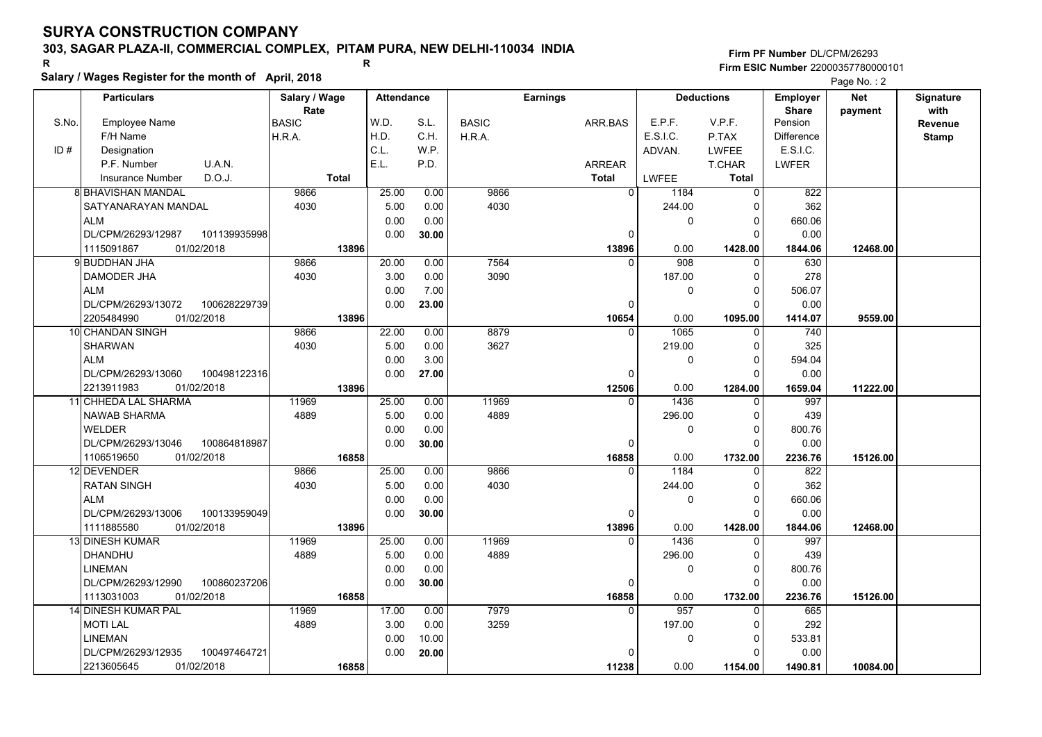# SURYA CONSTRUCTION COMPANY

## 303, SAGAR PLAZA-II, COMMERCIAL COMPLEX, PITAM PURA, NEW DELHI-110034 INDIA

R R

**Salary / Wages Register for the month of April, 2018**

Firm PF Number DL/CPM/26293
Firm ESIC Number 22000357780000101

Page No. : 2

| S.No. / ID # | Employee Name / F/H Name / Designation / P.F. Number U.A.N. / Insurance Number D.O.J. | Salary / Wage Rate: BASIC / H.R.A. / Total | W.D. / H.D. / C.L. / E.L. | S.L. / C.H. / W.P. / P.D. | BASIC / H.R.A. | ARR.BAS / ARREAR / Total | E.P.F. / E.S.I.C. / ADVAN. / LWFEE | V.P.F. / P.TAX / LWFEE / T.CHAR / Total | Employer Share: Pension / Difference / E.S.I.C. / LWFER | Net payment | Signature with Revenue Stamp |
|---|---|---|---|---|---|---|---|---|---|---|---|
| 8 | BHAVISHAN MANDAL<br>SATYANARAYAN MANDAL<br>ALM<br>DL/CPM/26293/12987 101139935998<br>1115091867 01/02/2018 | 9866<br>4030<br>**13896** | 25.00<br>5.00<br>0.00<br>0.00 | 0.00<br>0.00<br>0.00<br>**30.00** | 9866<br>4030 | 0<br>0<br>**13896** | 1184<br>244.00<br>0<br>0.00 | 0<br>0<br>0<br>0<br>**1428.00** | 822<br>362<br>660.06<br>0.00<br>**1844.06** | **12468.00** | |
| 9 | BUDDHAN JHA<br>DAMODER JHA<br>ALM<br>DL/CPM/26293/13072 100628229739<br>2205484990 01/02/2018 | 9866<br>4030<br>**13896** | 20.00<br>3.00<br>0.00<br>0.00 | 0.00<br>0.00<br>7.00<br>**23.00** | 7564<br>3090 | 0<br>0<br>**10654** | 908<br>187.00<br>0<br>0.00 | 0<br>0<br>0<br>0<br>**1095.00** | 630<br>278<br>506.07<br>0.00<br>**1414.07** | **9559.00** | |
| 10 | CHANDAN SINGH<br>SHARWAN<br>ALM<br>DL/CPM/26293/13060 100498122316<br>2213911983 01/02/2018 | 9866<br>4030<br>**13896** | 22.00<br>5.00<br>0.00<br>0.00 | 0.00<br>0.00<br>3.00<br>**27.00** | 8879<br>3627 | 0<br>0<br>**12506** | 1065<br>219.00<br>0<br>0.00 | 0<br>0<br>0<br>0<br>**1284.00** | 740<br>325<br>594.04<br>0.00<br>**1659.04** | **11222.00** | |
| 11 | CHHEDA LAL SHARMA<br>NAWAB SHARMA<br>WELDER<br>DL/CPM/26293/13046 100864818987<br>1106519650 01/02/2018 | 11969<br>4889<br>**16858** | 25.00<br>5.00<br>0.00<br>0.00 | 0.00<br>0.00<br>0.00<br>**30.00** | 11969<br>4889 | 0<br>0<br>**16858** | 1436<br>296.00<br>0<br>0.00 | 0<br>0<br>0<br>0<br>**1732.00** | 997<br>439<br>800.76<br>0.00<br>**2236.76** | **15126.00** | |
| 12 | DEVENDER<br>RATAN SINGH<br>ALM<br>DL/CPM/26293/13006 100133959049<br>1111885580 01/02/2018 | 9866<br>4030<br>**13896** | 25.00<br>5.00<br>0.00<br>0.00 | 0.00<br>0.00<br>0.00<br>**30.00** | 9866<br>4030 | 0<br>0<br>**13896** | 1184<br>244.00<br>0<br>0.00 | 0<br>0<br>0<br>0<br>**1428.00** | 822<br>362<br>660.06<br>0.00<br>**1844.06** | **12468.00** | |
| 13 | DINESH KUMAR<br>DHANDHU<br>LINEMAN<br>DL/CPM/26293/12990 100860237206<br>1113031003 01/02/2018 | 11969<br>4889<br>**16858** | 25.00<br>5.00<br>0.00<br>0.00 | 0.00<br>0.00<br>0.00<br>**30.00** | 11969<br>4889 | 0<br>0<br>**16858** | 1436<br>296.00<br>0<br>0.00 | 0<br>0<br>0<br>0<br>**1732.00** | 997<br>439<br>800.76<br>0.00<br>**2236.76** | **15126.00** | |
| 14 | DINESH KUMAR PAL<br>MOTI LAL<br>LINEMAN<br>DL/CPM/26293/12935 100497464721<br>2213605645 01/02/2018 | 11969<br>4889<br>**16858** | 17.00<br>3.00<br>0.00<br>0.00 | 0.00<br>0.00<br>10.00<br>**20.00** | 7979<br>3259 | 0<br>0<br>**11238** | 957<br>197.00<br>0<br>0.00 | 0<br>0<br>0<br>0<br>**1154.00** | 665<br>292<br>533.81<br>0.00<br>**1490.81** | **10084.00** | |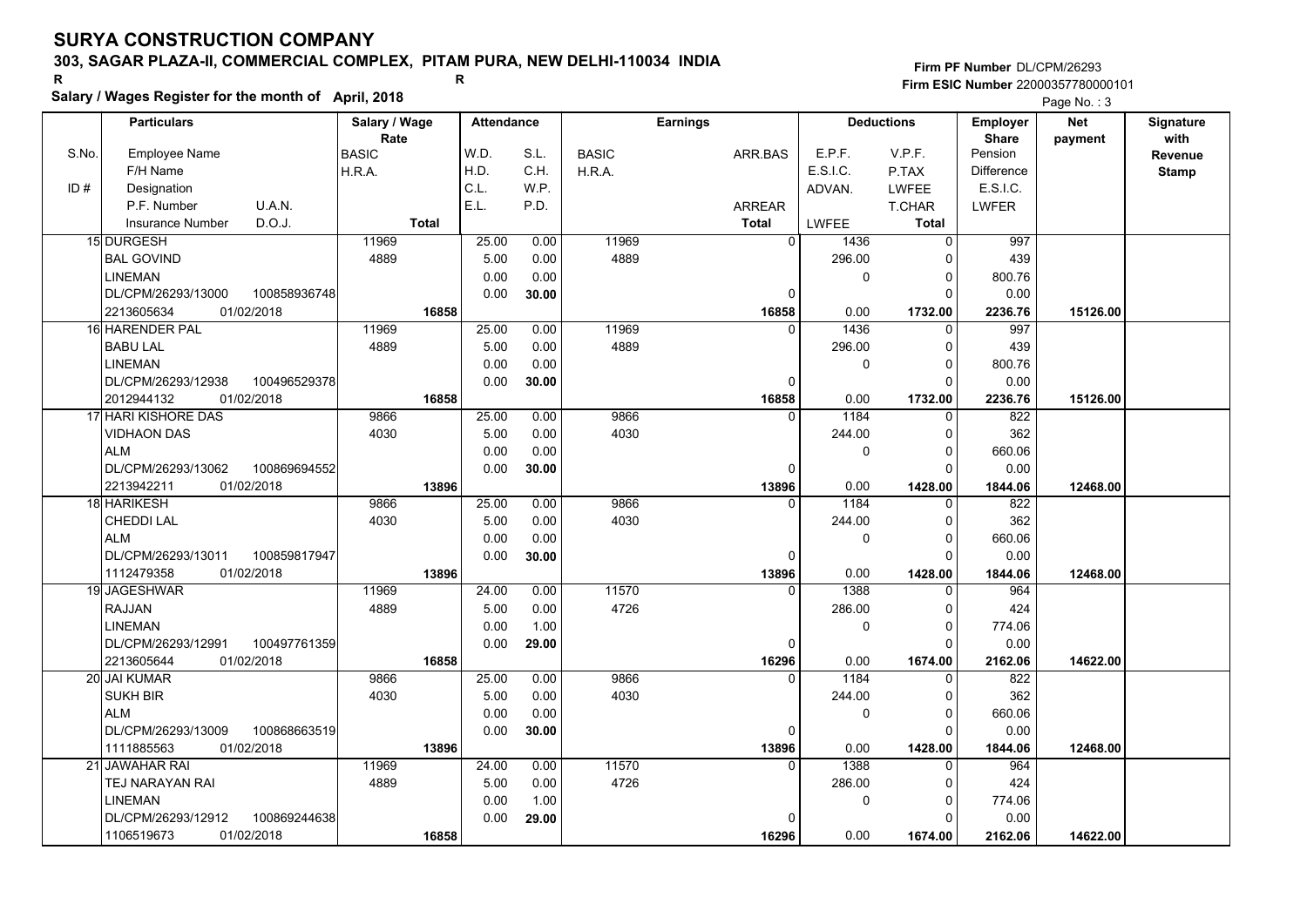# SURYA CONSTRUCTION COMPANY

**303, SAGAR PLAZA-II, COMMERCIAL COMPLEX, PITAM PURA, NEW DELHI-110034 INDIA**

R R

**Salary / Wages Register for the month of April, 2018**

Firm PF Number DL/CPM/26293
Firm ESIC Number 22000357780000101

| S.No. / ID # | Employee Name / F/H Name / Designation / P.F. Number / U.A.N. / Insurance Number / D.O.J. | Salary / Wage Rate: BASIC / H.R.A. / Total | Attendance: W.D. / H.D. / C.L. / E.L. | Attendance: S.L. / C.H. / W.P. / P.D. | Earnings: BASIC / H.R.A. | Earnings: ARR.BAS / ARREAR / Total | Deductions: E.P.F. / E.S.I.C. / ADVAN. / LWFEE | Deductions: V.P.F. / P.TAX / LWFEE / T.CHAR / Total | Employer Share: Pension / Difference / E.S.I.C. / LWFER | Net payment | Signature with Revenue Stamp |
|---|---|---|---|---|---|---|---|---|---|---|---|
| 15 | DURGESH / BAL GOVIND / LINEMAN / DL/CPM/26293/13000 / 100858936748 / 2213605634 / 01/02/2018 | 11969 / 4889 / 16858 | 25.00 / 5.00 / 0.00 / 0.00 | 0.00 / 0.00 / 0.00 / 30.00 | 11969 / 4889 | 0 / 0 / 16858 | 1436 / 296.00 / 0 / 0.00 | 0 / 0 / 0 / 0 / 1732.00 | 997 / 439 / 800.76 / 0.00 / 2236.76 | 15126.00 | |
| 16 | HARENDER PAL / BABU LAL / LINEMAN / DL/CPM/26293/12938 / 100496529378 / 2012944132 / 01/02/2018 | 11969 / 4889 / 16858 | 25.00 / 5.00 / 0.00 / 0.00 | 0.00 / 0.00 / 0.00 / 30.00 | 11969 / 4889 | 0 / 0 / 16858 | 1436 / 296.00 / 0 / 0.00 | 0 / 0 / 0 / 0 / 1732.00 | 997 / 439 / 800.76 / 0.00 / 2236.76 | 15126.00 | |
| 17 | HARI KISHORE DAS / VIDHAON DAS / ALM / DL/CPM/26293/13062 / 100869694552 / 2213942211 / 01/02/2018 | 9866 / 4030 / 13896 | 25.00 / 5.00 / 0.00 / 0.00 | 0.00 / 0.00 / 0.00 / 30.00 | 9866 / 4030 | 0 / 0 / 13896 | 1184 / 244.00 / 0 / 0.00 | 0 / 0 / 0 / 0 / 1428.00 | 822 / 362 / 660.06 / 0.00 / 1844.06 | 12468.00 | |
| 18 | HARIKESH / CHEDDI LAL / ALM / DL/CPM/26293/13011 / 100859817947 / 1112479358 / 01/02/2018 | 9866 / 4030 / 13896 | 25.00 / 5.00 / 0.00 / 0.00 | 0.00 / 0.00 / 0.00 / 30.00 | 9866 / 4030 | 0 / 0 / 13896 | 1184 / 244.00 / 0 / 0.00 | 0 / 0 / 0 / 0 / 1428.00 | 822 / 362 / 660.06 / 0.00 / 1844.06 | 12468.00 | |
| 19 | JAGESHWAR / RAJJAN / LINEMAN / DL/CPM/26293/12991 / 100497761359 / 2213605644 / 01/02/2018 | 11969 / 4889 / 16858 | 24.00 / 5.00 / 0.00 / 0.00 | 0.00 / 0.00 / 1.00 / 29.00 | 11570 / 4726 | 0 / 0 / 16296 | 1388 / 286.00 / 0 / 0.00 | 0 / 0 / 0 / 0 / 1674.00 | 964 / 424 / 774.06 / 0.00 / 2162.06 | 14622.00 | |
| 20 | JAI KUMAR / SUKH BIR / ALM / DL/CPM/26293/13009 / 100868663519 / 1111885563 / 01/02/2018 | 9866 / 4030 / 13896 | 25.00 / 5.00 / 0.00 / 0.00 | 0.00 / 0.00 / 0.00 / 30.00 | 9866 / 4030 | 0 / 0 / 13896 | 1184 / 244.00 / 0 / 0.00 | 0 / 0 / 0 / 0 / 1428.00 | 822 / 362 / 660.06 / 0.00 / 1844.06 | 12468.00 | |
| 21 | JAWAHAR RAI / TEJ NARAYAN RAI / LINEMAN / DL/CPM/26293/12912 / 100869244638 / 1106519673 / 01/02/2018 | 11969 / 4889 / 16858 | 24.00 / 5.00 / 0.00 / 0.00 | 0.00 / 0.00 / 1.00 / 29.00 | 11570 / 4726 | 0 / 0 / 16296 | 1388 / 286.00 / 0 / 0.00 | 0 / 0 / 0 / 0 / 1674.00 | 964 / 424 / 774.06 / 0.00 / 2162.06 | 14622.00 | |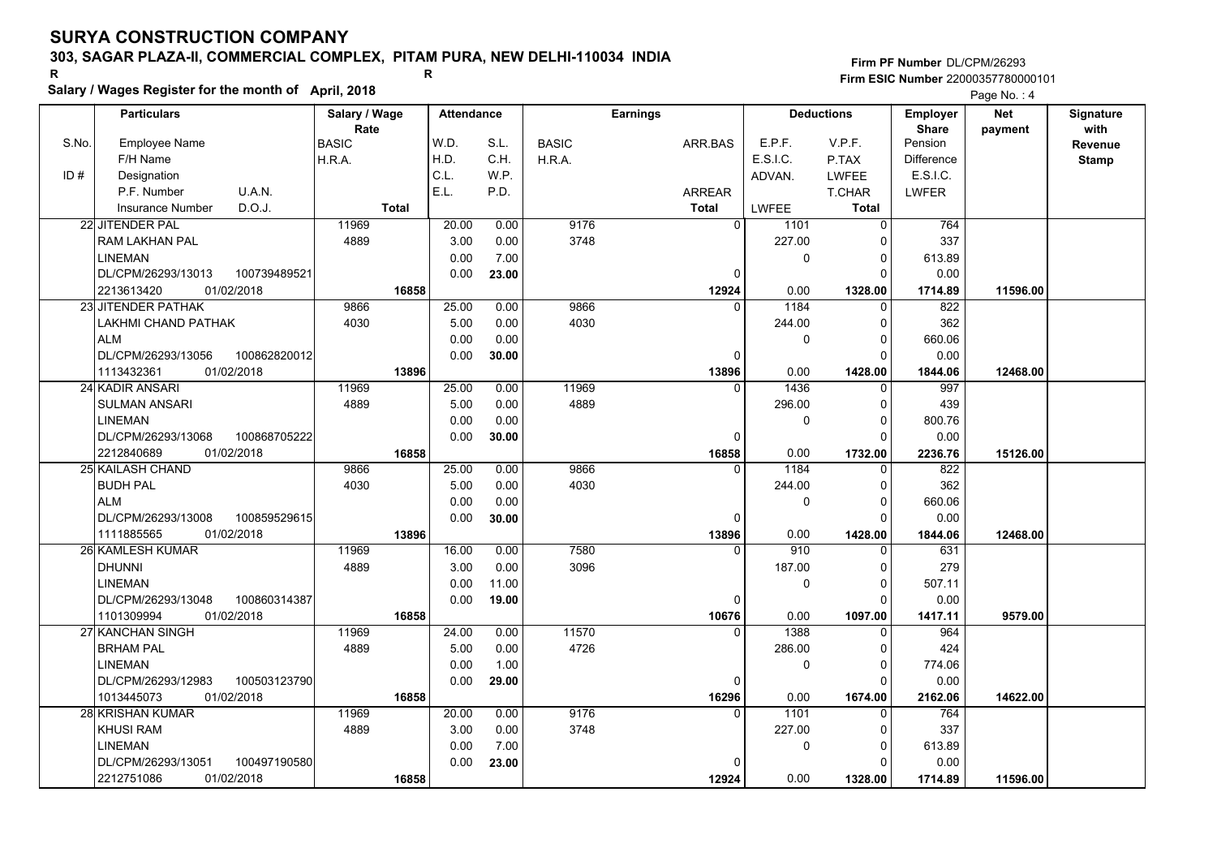# SURYA CONSTRUCTION COMPANY

## 303, SAGAR PLAZA-II, COMMERCIAL COMPLEX, PITAM PURA, NEW DELHI-110034 INDIA

R R

**Salary / Wages Register for the month of April, 2018**

Firm PF Number DL/CPM/26293

Firm ESIC Number 22000357780000101

| S.No. / ID # | Employee Name / F/H Name / Designation / P.F. Number / U.A.N. / Insurance Number / D.O.J. | Salary / Wage Rate: BASIC / H.R.A. / Total | W.D. / H.D. / C.L. / E.L. | S.L. / C.H. / W.P. / P.D. | Earnings: BASIC / H.R.A. | ARR.BAS / ARREAR / Total | E.P.F. / E.S.I.C. / ADVAN. / LWFEE | V.P.F. / P.TAX / LWFEE / T.CHAR / Total | Employer Share: Pension / Difference / E.S.I.C. / LWFER | Net payment | Signature with Revenue Stamp |
|---|---|---|---|---|---|---|---|---|---|---|---|
| 22 | JITENDER PAL<br>RAM LAKHAN PAL<br>LINEMAN<br>DL/CPM/26293/13013 100739489521<br>2213613420 01/02/2018 | 11969<br>4889<br>16858 | 20.00<br>3.00<br>0.00<br>0.00 | 0.00<br>0.00<br>7.00<br>23.00 | 9176<br>3748 | 0<br>0<br>12924 | 1101<br>227.00<br>0<br>0.00 | 0<br>0<br>0<br>0<br>1328.00 | 764<br>337<br>613.89<br>0.00<br>1714.89 | 11596.00 | |
| 23 | JITENDER PATHAK<br>LAKHMI CHAND PATHAK<br>ALM<br>DL/CPM/26293/13056 100862820012<br>1113432361 01/02/2018 | 9866<br>4030<br>13896 | 25.00<br>5.00<br>0.00<br>0.00 | 0.00<br>0.00<br>0.00<br>30.00 | 9866<br>4030 | 0<br>0<br>13896 | 1184<br>244.00<br>0<br>0.00 | 0<br>0<br>0<br>0<br>1428.00 | 822<br>362<br>660.06<br>0.00<br>1844.06 | 12468.00 | |
| 24 | KADIR ANSARI<br>SULMAN ANSARI<br>LINEMAN<br>DL/CPM/26293/13068 100868705222<br>2212840689 01/02/2018 | 11969<br>4889<br>16858 | 25.00<br>5.00<br>0.00<br>0.00 | 0.00<br>0.00<br>0.00<br>30.00 | 11969<br>4889 | 0<br>0<br>16858 | 1436<br>296.00<br>0<br>0.00 | 0<br>0<br>0<br>0<br>1732.00 | 997<br>439<br>800.76<br>0.00<br>2236.76 | 15126.00 | |
| 25 | KAILASH CHAND<br>BUDH PAL<br>ALM<br>DL/CPM/26293/13008 100859529615<br>1111885565 01/02/2018 | 9866<br>4030<br>13896 | 25.00<br>5.00<br>0.00<br>0.00 | 0.00<br>0.00<br>0.00<br>30.00 | 9866<br>4030 | 0<br>0<br>13896 | 1184<br>244.00<br>0<br>0.00 | 0<br>0<br>0<br>0<br>1428.00 | 822<br>362<br>660.06<br>0.00<br>1844.06 | 12468.00 | |
| 26 | KAMLESH KUMAR<br>DHUNNI<br>LINEMAN<br>DL/CPM/26293/13048 100860314387<br>1101309994 01/02/2018 | 11969<br>4889<br>16858 | 16.00<br>3.00<br>0.00<br>0.00 | 0.00<br>0.00<br>11.00<br>19.00 | 7580<br>3096 | 0<br>0<br>10676 | 910<br>187.00<br>0<br>0.00 | 0<br>0<br>0<br>0<br>1097.00 | 631<br>279<br>507.11<br>0.00<br>1417.11 | 9579.00 | |
| 27 | KANCHAN SINGH<br>BRHAM PAL<br>LINEMAN<br>DL/CPM/26293/12983 100503123790<br>1013445073 01/02/2018 | 11969<br>4889<br>16858 | 24.00<br>5.00<br>0.00<br>0.00 | 0.00<br>0.00<br>1.00<br>29.00 | 11570<br>4726 | 0<br>0<br>16296 | 1388<br>286.00<br>0<br>0.00 | 0<br>0<br>0<br>0<br>1674.00 | 964<br>424<br>774.06<br>0.00<br>2162.06 | 14622.00 | |
| 28 | KRISHAN KUMAR<br>KHUSI RAM<br>LINEMAN<br>DL/CPM/26293/13051 100497190580<br>2212751086 01/02/2018 | 11969<br>4889<br>16858 | 20.00<br>3.00<br>0.00<br>0.00 | 0.00<br>0.00<br>7.00<br>23.00 | 9176<br>3748 | 0<br>0<br>12924 | 1101<br>227.00<br>0<br>0.00 | 0<br>0<br>0<br>0<br>1328.00 | 764<br>337<br>613.89<br>0.00<br>1714.89 | 11596.00 | |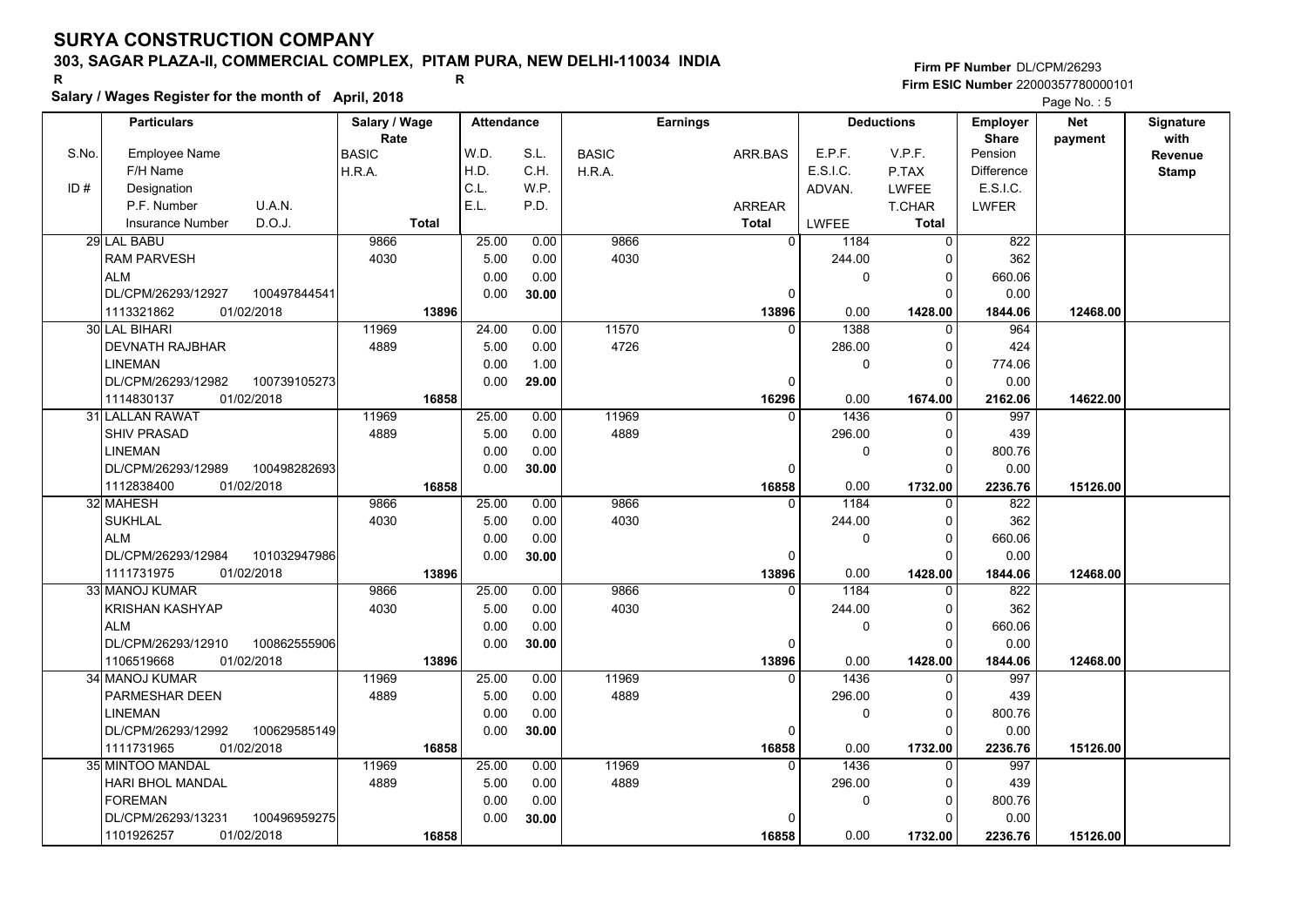# SURYA CONSTRUCTION COMPANY

## 303, SAGAR PLAZA-II, COMMERCIAL COMPLEX, PITAM PURA, NEW DELHI-110034 INDIA

**Salary / Wages Register for the month of April, 2018**

Firm PF Number DL/CPM/26293
Firm ESIC Number 22000357780000101

| S.No. / ID # | Employee Name / F/H Name / Designation / P.F. Number / U.A.N. / Insurance Number / D.O.J. | Salary / Wage Rate: BASIC / H.R.A. / Total | Attendance: W.D. / H.D. / C.L. / E.L. | S.L. / C.H. / W.P. / P.D. | Earnings: BASIC / H.R.A. | ARR.BAS / ARREAR / Total | Deductions: E.P.F. / E.S.I.C. / ADVAN. / LWFEE | V.P.F. / P.TAX / LWFEE / T.CHAR / Total | Employer Share: Pension / Difference / E.S.I.C. / LWFER | Net payment | Signature with Revenue Stamp |
|---|---|---|---|---|---|---|---|---|---|---|---|
| 29 | LAL BABU / RAM PARVESH / ALM / DL/CPM/26293/12927 / 100497844541 / 1113321862 / 01/02/2018 | 9866 / 4030 / 13896 | 25.00 / 5.00 / 0.00 / 0.00 | 0.00 / 0.00 / 0.00 / 30.00 | 9866 / 4030 | 0 / 0 / 13896 | 1184 / 244.00 / 0 / 0.00 | 0 / 0 / 0 / 0 / 1428.00 | 822 / 362 / 660.06 / 0.00 / 1844.06 | 12468.00 | |
| 30 | LAL BIHARI / DEVNATH RAJBHAR / LINEMAN / DL/CPM/26293/12982 / 100739105273 / 1114830137 / 01/02/2018 | 11969 / 4889 / 16858 | 24.00 / 5.00 / 0.00 / 0.00 | 0.00 / 0.00 / 1.00 / 29.00 | 11570 / 4726 | 0 / 0 / 16296 | 1388 / 286.00 / 0 / 0.00 | 0 / 0 / 0 / 0 / 1674.00 | 964 / 424 / 774.06 / 0.00 / 2162.06 | 14622.00 | |
| 31 | LALLAN RAWAT / SHIV PRASAD / LINEMAN / DL/CPM/26293/12989 / 100498282693 / 1112838400 / 01/02/2018 | 11969 / 4889 / 16858 | 25.00 / 5.00 / 0.00 / 0.00 | 0.00 / 0.00 / 0.00 / 30.00 | 11969 / 4889 | 0 / 0 / 16858 | 1436 / 296.00 / 0 / 0.00 | 0 / 0 / 0 / 0 / 1732.00 | 997 / 439 / 800.76 / 0.00 / 2236.76 | 15126.00 | |
| 32 | MAHESH / SUKHLAL / ALM / DL/CPM/26293/12984 / 101032947986 / 1111731975 / 01/02/2018 | 9866 / 4030 / 13896 | 25.00 / 5.00 / 0.00 / 0.00 | 0.00 / 0.00 / 0.00 / 30.00 | 9866 / 4030 | 0 / 0 / 13896 | 1184 / 244.00 / 0 / 0.00 | 0 / 0 / 0 / 0 / 1428.00 | 822 / 362 / 660.06 / 0.00 / 1844.06 | 12468.00 | |
| 33 | MANOJ KUMAR / KRISHAN KASHYAP / ALM / DL/CPM/26293/12910 / 100862555906 / 1106519668 / 01/02/2018 | 9866 / 4030 / 13896 | 25.00 / 5.00 / 0.00 / 0.00 | 0.00 / 0.00 / 0.00 / 30.00 | 9866 / 4030 | 0 / 0 / 13896 | 1184 / 244.00 / 0 / 0.00 | 0 / 0 / 0 / 0 / 1428.00 | 822 / 362 / 660.06 / 0.00 / 1844.06 | 12468.00 | |
| 34 | MANOJ KUMAR / PARMESHAR DEEN / LINEMAN / DL/CPM/26293/12992 / 100629585149 / 1111731965 / 01/02/2018 | 11969 / 4889 / 16858 | 25.00 / 5.00 / 0.00 / 0.00 | 0.00 / 0.00 / 0.00 / 30.00 | 11969 / 4889 | 0 / 0 / 16858 | 1436 / 296.00 / 0 / 0.00 | 0 / 0 / 0 / 0 / 1732.00 | 997 / 439 / 800.76 / 0.00 / 2236.76 | 15126.00 | |
| 35 | MINTOO MANDAL / HARI BHOL MANDAL / FOREMAN / DL/CPM/26293/13231 / 100496959275 / 1101926257 / 01/02/2018 | 11969 / 4889 / 16858 | 25.00 / 5.00 / 0.00 / 0.00 | 0.00 / 0.00 / 0.00 / 30.00 | 11969 / 4889 | 0 / 0 / 16858 | 1436 / 296.00 / 0 / 0.00 | 0 / 0 / 0 / 0 / 1732.00 | 997 / 439 / 800.76 / 0.00 / 2236.76 | 15126.00 | |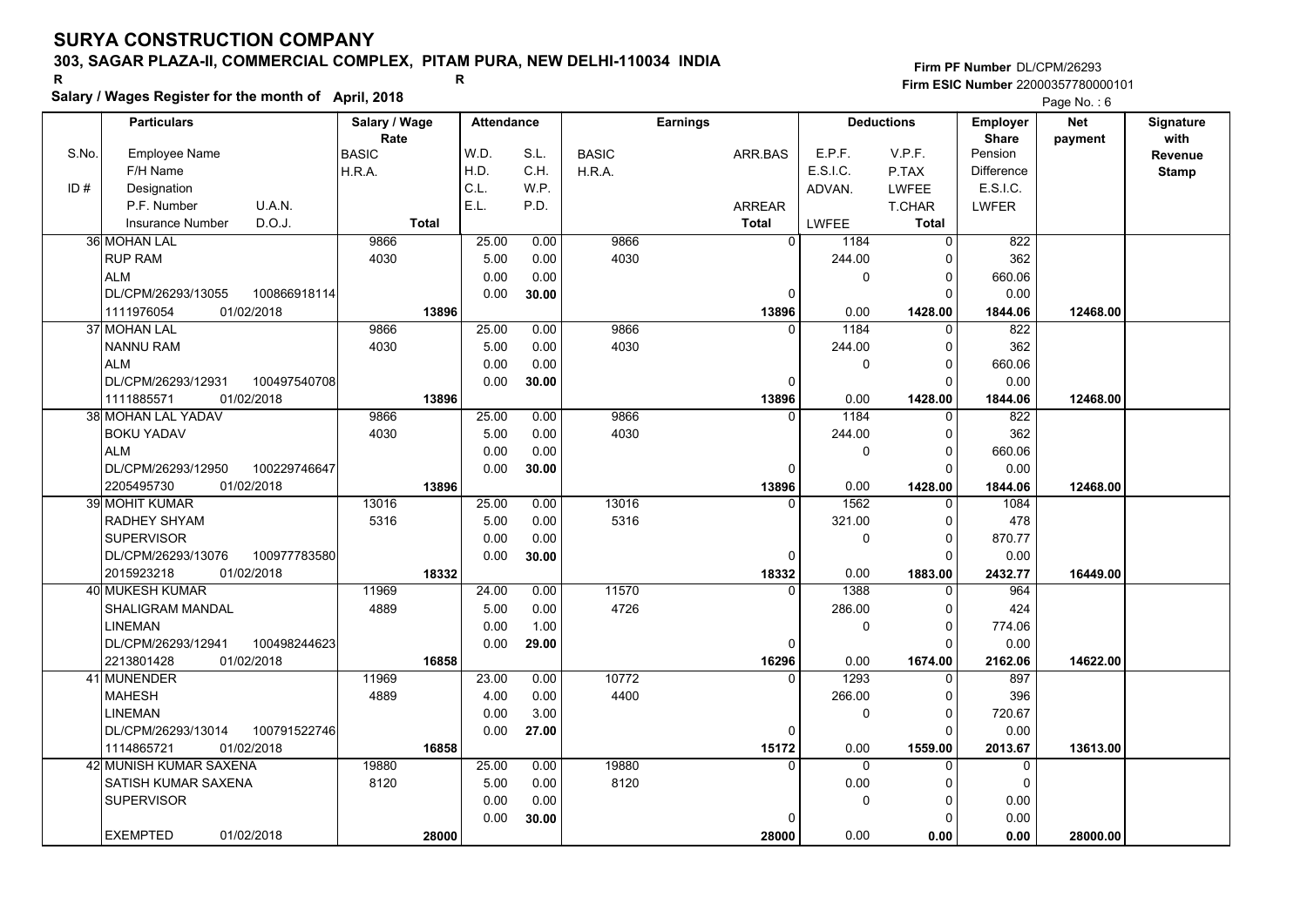# SURYA CONSTRUCTION COMPANY

## 303, SAGAR PLAZA-II, COMMERCIAL COMPLEX, PITAM PURA, NEW DELHI-110034 INDIA

R R

**Salary / Wages Register for the month of April, 2018**

Firm PF Number DL/CPM/26293
Firm ESIC Number 22000357780000101

| S.No. | Particulars (Employee Name / F/H Name / Designation / P.F. Number, U.A.N. / Insurance Number, D.O.J.) | Salary / Wage Rate (BASIC / H.R.A. / Total) | Attendance (W.D., S.L. / H.D., C.H. / C.L., W.P. / E.L., P.D.) | Earnings (BASIC / H.R.A. / ARR.BAS / ARREAR / Total) | Deductions (E.P.F., V.P.F. / E.S.I.C., P.TAX / ADVAN., LWFEE / T.CHAR / LWFEE, Total) | Employer Share (Pension / Difference / E.S.I.C. / LWFER) | Net payment | Signature with Revenue Stamp |
|---|---|---|---|---|---|---|---|---|
| 36 | MOHAN LAL<br>RUP RAM<br>ALM<br>DL/CPM/26293/13055 100866918114<br>1111976054 01/02/2018 | 9866<br>4030<br>Total 13896 | W.D. 25.00, S.L. 0.00<br>H.D. 5.00, C.H. 0.00<br>C.L. 0.00, W.P. 0.00<br>E.L. 0.00, P.D. 30.00 | BASIC 9866<br>H.R.A. 4030<br>ARR.BAS 0<br>ARREAR 0<br>Total 13896 | E.P.F. 1184, V.P.F. 0<br>E.S.I.C. 244.00, P.TAX 0<br>ADVAN. 0, LWFEE 0<br>T.CHAR 0<br>LWFEE 0.00, Total 1428.00 | 822<br>362<br>660.06<br>0.00<br>1844.06 | 12468.00 | |
| 37 | MOHAN LAL<br>NANNU RAM<br>ALM<br>DL/CPM/26293/12931 100497540708<br>1111885571 01/02/2018 | 9866<br>4030<br>Total 13896 | W.D. 25.00, S.L. 0.00<br>H.D. 5.00, C.H. 0.00<br>C.L. 0.00, W.P. 0.00<br>E.L. 0.00, P.D. 30.00 | BASIC 9866<br>H.R.A. 4030<br>ARR.BAS 0<br>ARREAR 0<br>Total 13896 | E.P.F. 1184, V.P.F. 0<br>E.S.I.C. 244.00, P.TAX 0<br>ADVAN. 0, LWFEE 0<br>T.CHAR 0<br>LWFEE 0.00, Total 1428.00 | 822<br>362<br>660.06<br>0.00<br>1844.06 | 12468.00 | |
| 38 | MOHAN LAL YADAV<br>BOKU YADAV<br>ALM<br>DL/CPM/26293/12950 100229746647<br>2205495730 01/02/2018 | 9866<br>4030<br>Total 13896 | W.D. 25.00, S.L. 0.00<br>H.D. 5.00, C.H. 0.00<br>C.L. 0.00, W.P. 0.00<br>E.L. 0.00, P.D. 30.00 | BASIC 9866<br>H.R.A. 4030<br>ARR.BAS 0<br>ARREAR 0<br>Total 13896 | E.P.F. 1184, V.P.F. 0<br>E.S.I.C. 244.00, P.TAX 0<br>ADVAN. 0, LWFEE 0<br>T.CHAR 0<br>LWFEE 0.00, Total 1428.00 | 822<br>362<br>660.06<br>0.00<br>1844.06 | 12468.00 | |
| 39 | MOHIT KUMAR<br>RADHEY SHYAM<br>SUPERVISOR<br>DL/CPM/26293/13076 100977783580<br>2015923218 01/02/2018 | 13016<br>5316<br>Total 18332 | W.D. 25.00, S.L. 0.00<br>H.D. 5.00, C.H. 0.00<br>C.L. 0.00, W.P. 0.00<br>E.L. 0.00, P.D. 30.00 | BASIC 13016<br>H.R.A. 5316<br>ARR.BAS 0<br>ARREAR 0<br>Total 18332 | E.P.F. 1562, V.P.F. 0<br>E.S.I.C. 321.00, P.TAX 0<br>ADVAN. 0, LWFEE 0<br>T.CHAR 0<br>LWFEE 0.00, Total 1883.00 | 1084<br>478<br>870.77<br>0.00<br>2432.77 | 16449.00 | |
| 40 | MUKESH KUMAR<br>SHALIGRAM MANDAL<br>LINEMAN<br>DL/CPM/26293/12941 100498244623<br>2213801428 01/02/2018 | 11969<br>4889<br>Total 16858 | W.D. 24.00, S.L. 0.00<br>H.D. 5.00, C.H. 0.00<br>C.L. 0.00, W.P. 1.00<br>E.L. 0.00, P.D. 29.00 | BASIC 11570<br>H.R.A. 4726<br>ARR.BAS 0<br>ARREAR 0<br>Total 16296 | E.P.F. 1388, V.P.F. 0<br>E.S.I.C. 286.00, P.TAX 0<br>ADVAN. 0, LWFEE 0<br>T.CHAR 0<br>LWFEE 0.00, Total 1674.00 | 964<br>424<br>774.06<br>0.00<br>2162.06 | 14622.00 | |
| 41 | MUNENDER<br>MAHESH<br>LINEMAN<br>DL/CPM/26293/13014 100791522746<br>1114865721 01/02/2018 | 11969<br>4889<br>Total 16858 | W.D. 23.00, S.L. 0.00<br>H.D. 4.00, C.H. 0.00<br>C.L. 0.00, W.P. 3.00<br>E.L. 0.00, P.D. 27.00 | BASIC 10772<br>H.R.A. 4400<br>ARR.BAS 0<br>ARREAR 0<br>Total 15172 | E.P.F. 1293, V.P.F. 0<br>E.S.I.C. 266.00, P.TAX 0<br>ADVAN. 0, LWFEE 0<br>T.CHAR 0<br>LWFEE 0.00, Total 1559.00 | 897<br>396<br>720.67<br>0.00<br>2013.67 | 13613.00 | |
| 42 | MUNISH KUMAR SAXENA<br>SATISH KUMAR SAXENA<br>SUPERVISOR<br><br>EXEMPTED 01/02/2018 | 19880<br>8120<br>Total 28000 | W.D. 25.00, S.L. 0.00<br>H.D. 5.00, C.H. 0.00<br>C.L. 0.00, W.P. 0.00<br>E.L. 0.00, P.D. 30.00 | BASIC 19880<br>H.R.A. 8120<br>ARR.BAS 0<br>ARREAR 0<br>Total 28000 | E.P.F. 0, V.P.F. 0<br>E.S.I.C. 0.00, P.TAX 0<br>ADVAN. 0, LWFEE 0<br>T.CHAR 0<br>LWFEE 0.00, Total 0.00 | 0<br>0<br>0.00<br>0.00<br>0.00 | 28000.00 | |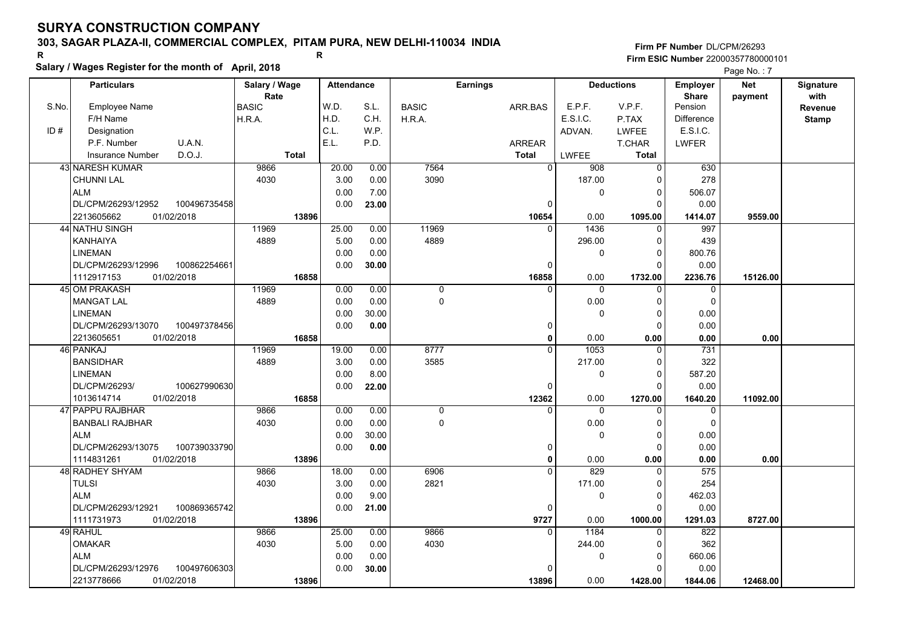# SURYA CONSTRUCTION COMPANY

**303, SAGAR PLAZA-II, COMMERCIAL COMPLEX, PITAM PURA, NEW DELHI-110034 INDIA**

R R

**Salary / Wages Register for the month of April, 2018**

**Firm PF Number** DL/CPM/26293
**Firm ESIC Number** 22000357780000101

| Particulars | Salary / Wage Rate | Attendance | | Earnings | | Deductions | | Employer Share | Net payment | Signature with Revenue Stamp |
|---|---|---|---|---|---|---|---|---|---|---|
| S.No. Employee Name / F/H Name / ID # Designation / P.F. Number U.A.N. / Insurance Number D.O.J. | BASIC / H.R.A. / Total | W.D. / H.D. / C.L. / E.L. | S.L. / C.H. / W.P. / P.D. | BASIC / H.R.A. | ARR.BAS / ARREAR / Total | E.P.F. / E.S.I.C. / ADVAN. / LWFEE | V.P.F. / P.TAX / LWFEE / T.CHAR / Total | Pension / Difference / E.S.I.C. / LWFER | | |
| 43 NARESH KUMAR / CHUNNI LAL / ALM / DL/CPM/26293/12952 100496735458 / 2213605662 01/02/2018 | 9866 / 4030 / 13896 | 20.00 / 3.00 / 0.00 / 0.00 | 0.00 / 0.00 / 7.00 / 23.00 | 7564 / 3090 | 0 / 0 / 10654 | 908 / 187.00 / 0 / 0.00 | 0 / 0 / 0 / 0 / 1095.00 | 630 / 278 / 506.07 / 0.00 / 1414.07 | 9559.00 | |
| 44 NATHU SINGH / KANHAIYA / LINEMAN / DL/CPM/26293/12996 100862254661 / 1112917153 01/02/2018 | 11969 / 4889 / 16858 | 25.00 / 5.00 / 0.00 / 0.00 | 0.00 / 0.00 / 0.00 / 30.00 | 11969 / 4889 | 0 / 0 / 16858 | 1436 / 296.00 / 0 / 0.00 | 0 / 0 / 0 / 0 / 1732.00 | 997 / 439 / 800.76 / 0.00 / 2236.76 | 15126.00 | |
| 45 OM PRAKASH / MANGAT LAL / LINEMAN / DL/CPM/26293/13070 100497378456 / 2213605651 01/02/2018 | 11969 / 4889 / 16858 | 0.00 / 0.00 / 0.00 / 0.00 | 0.00 / 0.00 / 30.00 / 0.00 | 0 / 0 | 0 / 0 / 0 | 0 / 0.00 / 0 / 0.00 | 0 / 0 / 0 / 0 / 0.00 | 0 / 0 / 0.00 / 0.00 / 0.00 | 0.00 | |
| 46 PANKAJ / BANSIDHAR / LINEMAN / DL/CPM/26293/ 100627990630 / 1013614714 01/02/2018 | 11969 / 4889 / 16858 | 19.00 / 3.00 / 0.00 / 0.00 | 0.00 / 0.00 / 8.00 / 22.00 | 8777 / 3585 | 0 / 0 / 12362 | 1053 / 217.00 / 0 / 0.00 | 0 / 0 / 0 / 0 / 1270.00 | 731 / 322 / 587.20 / 0.00 / 1640.20 | 11092.00 | |
| 47 PAPPU RAJBHAR / BANBALI RAJBHAR / ALM / DL/CPM/26293/13075 100739033790 / 1114831261 01/02/2018 | 9866 / 4030 / 13896 | 0.00 / 0.00 / 0.00 / 0.00 | 0.00 / 0.00 / 30.00 / 0.00 | 0 / 0 | 0 / 0 / 0 | 0 / 0.00 / 0 / 0.00 | 0 / 0 / 0 / 0 / 0.00 | 0 / 0 / 0.00 / 0.00 / 0.00 | 0.00 | |
| 48 RADHEY SHYAM / TULSI / ALM / DL/CPM/26293/12921 100869365742 / 1111731973 01/02/2018 | 9866 / 4030 / 13896 | 18.00 / 3.00 / 0.00 / 0.00 | 0.00 / 0.00 / 9.00 / 21.00 | 6906 / 2821 | 0 / 0 / 9727 | 829 / 171.00 / 0 / 0.00 | 0 / 0 / 0 / 0 / 1000.00 | 575 / 254 / 462.03 / 0.00 / 1291.03 | 8727.00 | |
| 49 RAHUL / OMAKAR / ALM / DL/CPM/26293/12976 100497606303 / 2213778666 01/02/2018 | 9866 / 4030 / 13896 | 25.00 / 5.00 / 0.00 / 0.00 | 0.00 / 0.00 / 0.00 / 30.00 | 9866 / 4030 | 0 / 0 / 13896 | 1184 / 244.00 / 0 / 0.00 | 0 / 0 / 0 / 0 / 1428.00 | 822 / 362 / 660.06 / 0.00 / 1844.06 | 12468.00 | |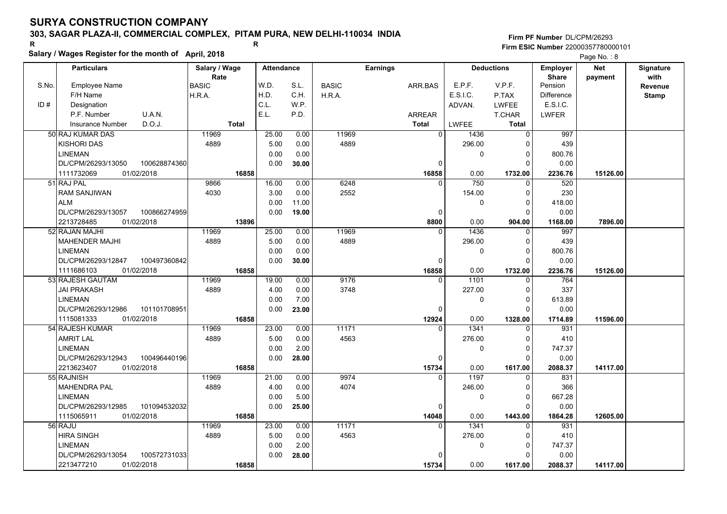# SURYA CONSTRUCTION COMPANY

**303, SAGAR PLAZA-II, COMMERCIAL COMPLEX, PITAM PURA, NEW DELHI-110034 INDIA**

R R

**Salary / Wages Register for the month of April, 2018**

**Firm PF Number** DL/CPM/26293
**Firm ESIC Number** 22000357780000101

Page No. : 8

| S.No. / ID # | Particulars: Employee Name / F/H Name / Designation / P.F. Number, U.A.N. / Insurance Number, D.O.J. | Salary / Wage Rate: BASIC / H.R.A. / Total | Attendance: W.D. / H.D. / C.L. / E.L. | Attendance: S.L. / C.H. / W.P. / P.D. | Earnings: BASIC / H.R.A. | Earnings: ARR.BAS / ARREAR / Total | Deductions: E.P.F. / E.S.I.C. / ADVAN. / LWFEE | Deductions: V.P.F. / P.TAX / LWFEE / T.CHAR / Total | Employer Share: Pension / Difference / E.S.I.C. / LWFER | Net payment | Signature with Revenue Stamp |
|---|---|---|---|---|---|---|---|---|---|---|---|
| 50 | RAJ KUMAR DAS<br>KISHORI DAS<br>LINEMAN<br>DL/CPM/26293/13050 100628874360<br>1111732069 01/02/2018 | 11969<br>4889<br>16858 | 25.00<br>5.00<br>0.00<br>0.00 | 0.00<br>0.00<br>0.00<br>30.00 | 11969<br>4889 | 0<br>0<br>16858 | 1436<br>296.00<br>0<br>0.00 | 0<br>0<br>0<br>0<br>1732.00 | 997<br>439<br>800.76<br>0.00<br>2236.76 | 15126.00 | |
| 51 | RAJ PAL<br>RAM SANJIWAN<br>ALM<br>DL/CPM/26293/13057 100866274959<br>2213728485 01/02/2018 | 9866<br>4030<br>13896 | 16.00<br>3.00<br>0.00<br>0.00 | 0.00<br>0.00<br>11.00<br>19.00 | 6248<br>2552 | 0<br>0<br>8800 | 750<br>154.00<br>0<br>0.00 | 0<br>0<br>0<br>0<br>904.00 | 520<br>230<br>418.00<br>0.00<br>1168.00 | 7896.00 | |
| 52 | RAJAN MAJHI<br>MAHENDER MAJHI<br>LINEMAN<br>DL/CPM/26293/12847 100497360842<br>1111686103 01/02/2018 | 11969<br>4889<br>16858 | 25.00<br>5.00<br>0.00<br>0.00 | 0.00<br>0.00<br>0.00<br>30.00 | 11969<br>4889 | 0<br>0<br>16858 | 1436<br>296.00<br>0<br>0.00 | 0<br>0<br>0<br>0<br>1732.00 | 997<br>439<br>800.76<br>0.00<br>2236.76 | 15126.00 | |
| 53 | RAJESH GAUTAM<br>JAI PRAKASH<br>LINEMAN<br>DL/CPM/26293/12986 101101708951<br>1115081333 01/02/2018 | 11969<br>4889<br>16858 | 19.00<br>4.00<br>0.00<br>0.00 | 0.00<br>0.00<br>7.00<br>23.00 | 9176<br>3748 | 0<br>0<br>12924 | 1101<br>227.00<br>0<br>0.00 | 0<br>0<br>0<br>0<br>1328.00 | 764<br>337<br>613.89<br>0.00<br>1714.89 | 11596.00 | |
| 54 | RAJESH KUMAR<br>AMRIT LAL<br>LINEMAN<br>DL/CPM/26293/12943 100496440196<br>2213623407 01/02/2018 | 11969<br>4889<br>16858 | 23.00<br>5.00<br>0.00<br>0.00 | 0.00<br>0.00<br>2.00<br>28.00 | 11171<br>4563 | 0<br>0<br>15734 | 1341<br>276.00<br>0<br>0.00 | 0<br>0<br>0<br>0<br>1617.00 | 931<br>410<br>747.37<br>0.00<br>2088.37 | 14117.00 | |
| 55 | RAJNISH<br>MAHENDRA PAL<br>LINEMAN<br>DL/CPM/26293/12985 101094532032<br>1115065911 01/02/2018 | 11969<br>4889<br>16858 | 21.00<br>4.00<br>0.00<br>0.00 | 0.00<br>0.00<br>5.00<br>25.00 | 9974<br>4074 | 0<br>0<br>14048 | 1197<br>246.00<br>0<br>0.00 | 0<br>0<br>0<br>0<br>1443.00 | 831<br>366<br>667.28<br>0.00<br>1864.28 | 12605.00 | |
| 56 | RAJU<br>HIRA SINGH<br>LINEMAN<br>DL/CPM/26293/13054 100572731033<br>2213477210 01/02/2018 | 11969<br>4889<br>16858 | 23.00<br>5.00<br>0.00<br>0.00 | 0.00<br>0.00<br>2.00<br>28.00 | 11171<br>4563 | 0<br>0<br>15734 | 1341<br>276.00<br>0<br>0.00 | 0<br>0<br>0<br>0<br>1617.00 | 931<br>410<br>747.37<br>0.00<br>2088.37 | 14117.00 | |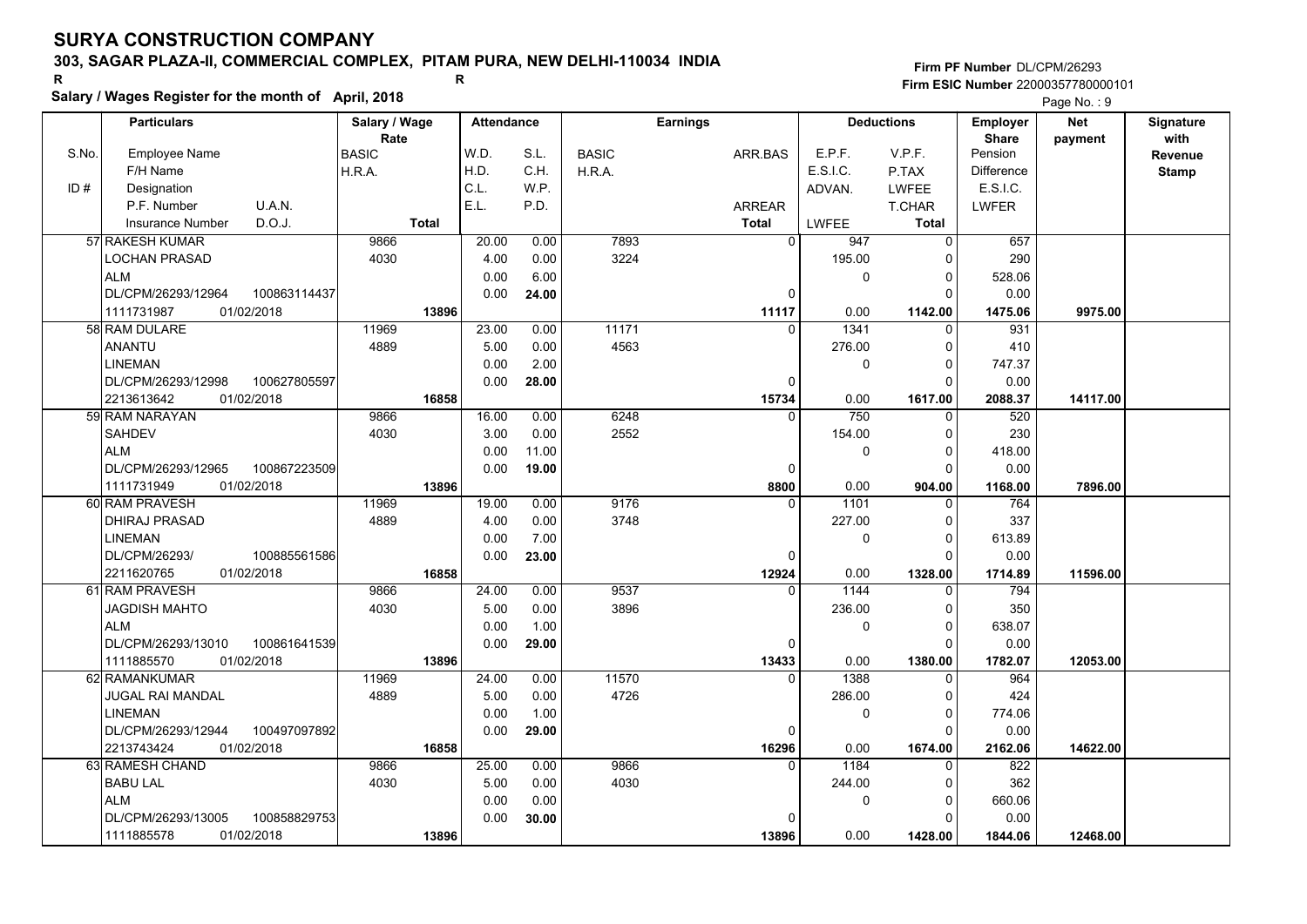# SURYA CONSTRUCTION COMPANY

**303, SAGAR PLAZA-II, COMMERCIAL COMPLEX, PITAM PURA, NEW DELHI-110034 INDIA**

R R

**Salary / Wages Register for the month of April, 2018**

**Firm PF Number** DL/CPM/26293
**Firm ESIC Number** 22000357780000101

Page No. : 9

| S.No. / ID # | Particulars: Employee Name / F/H Name / Designation / P.F. Number, U.A.N. / Insurance Number, D.O.J. | Salary / Wage Rate: BASIC / H.R.A. / Total | Attendance: W.D. / H.D. / C.L. / E.L. | Attendance: S.L. / C.H. / W.P. / P.D. | Earnings: BASIC / H.R.A. | Earnings: ARR.BAS / ARREAR / Total | Deductions: E.P.F. / E.S.I.C. / ADVAN. / LWFEE | Deductions: V.P.F. / P.TAX / LWFEE / T.CHAR / Total | Employer Share: Pension / Difference / E.S.I.C. / LWFER | Net payment | Signature with Revenue Stamp |
|---|---|---|---|---|---|---|---|---|---|---|---|
| 57 | RAKESH KUMAR / LOCHAN PRASAD / ALM / DL/CPM/26293/12964, 100863114437 / 1111731987, 01/02/2018 | 9866 / 4030 / 13896 | 20.00 / 4.00 / 0.00 / 0.00 | 0.00 / 0.00 / 6.00 / 24.00 | 7893 / 3224 | 0 / 0 / 11117 | 947 / 195.00 / 0 / 0.00 | 0 / 0 / 0 / 0 / 1142.00 | 657 / 290 / 528.06 / 0.00 / 1475.06 | 9975.00 | |
| 58 | RAM DULARE / ANANTU / LINEMAN / DL/CPM/26293/12998, 100627805597 / 2213613642, 01/02/2018 | 11969 / 4889 / 16858 | 23.00 / 5.00 / 0.00 / 0.00 | 0.00 / 0.00 / 2.00 / 28.00 | 11171 / 4563 | 0 / 0 / 15734 | 1341 / 276.00 / 0 / 0.00 | 0 / 0 / 0 / 0 / 1617.00 | 931 / 410 / 747.37 / 0.00 / 2088.37 | 14117.00 | |
| 59 | RAM NARAYAN / SAHDEV / ALM / DL/CPM/26293/12965, 100867223509 / 1111731949, 01/02/2018 | 9866 / 4030 / 13896 | 16.00 / 3.00 / 0.00 / 0.00 | 0.00 / 0.00 / 11.00 / 19.00 | 6248 / 2552 | 0 / 0 / 8800 | 750 / 154.00 / 0 / 0.00 | 0 / 0 / 0 / 0 / 904.00 | 520 / 230 / 418.00 / 0.00 / 1168.00 | 7896.00 | |
| 60 | RAM PRAVESH / DHIRAJ PRASAD / LINEMAN / DL/CPM/26293/, 100885561586 / 2211620765, 01/02/2018 | 11969 / 4889 / 16858 | 19.00 / 4.00 / 0.00 / 0.00 | 0.00 / 0.00 / 7.00 / 23.00 | 9176 / 3748 | 0 / 0 / 12924 | 1101 / 227.00 / 0 / 0.00 | 0 / 0 / 0 / 0 / 1328.00 | 764 / 337 / 613.89 / 0.00 / 1714.89 | 11596.00 | |
| 61 | RAM PRAVESH / JAGDISH MAHTO / ALM / DL/CPM/26293/13010, 100861641539 / 1111885570, 01/02/2018 | 9866 / 4030 / 13896 | 24.00 / 5.00 / 0.00 / 0.00 | 0.00 / 0.00 / 1.00 / 29.00 | 9537 / 3896 | 0 / 0 / 13433 | 1144 / 236.00 / 0 / 0.00 | 0 / 0 / 0 / 0 / 1380.00 | 794 / 350 / 638.07 / 0.00 / 1782.07 | 12053.00 | |
| 62 | RAMANKUMAR / JUGAL RAI MANDAL / LINEMAN / DL/CPM/26293/12944, 100497097892 / 2213743424, 01/02/2018 | 11969 / 4889 / 16858 | 24.00 / 5.00 / 0.00 / 0.00 | 0.00 / 0.00 / 1.00 / 29.00 | 11570 / 4726 | 0 / 0 / 16296 | 1388 / 286.00 / 0 / 0.00 | 0 / 0 / 0 / 0 / 1674.00 | 964 / 424 / 774.06 / 0.00 / 2162.06 | 14622.00 | |
| 63 | RAMESH CHAND / BABU LAL / ALM / DL/CPM/26293/13005, 100858829753 / 1111885578, 01/02/2018 | 9866 / 4030 / 13896 | 25.00 / 5.00 / 0.00 / 0.00 | 0.00 / 0.00 / 0.00 / 30.00 | 9866 / 4030 | 0 / 0 / 13896 | 1184 / 244.00 / 0 / 0.00 | 0 / 0 / 0 / 0 / 1428.00 | 822 / 362 / 660.06 / 0.00 / 1844.06 | 12468.00 | |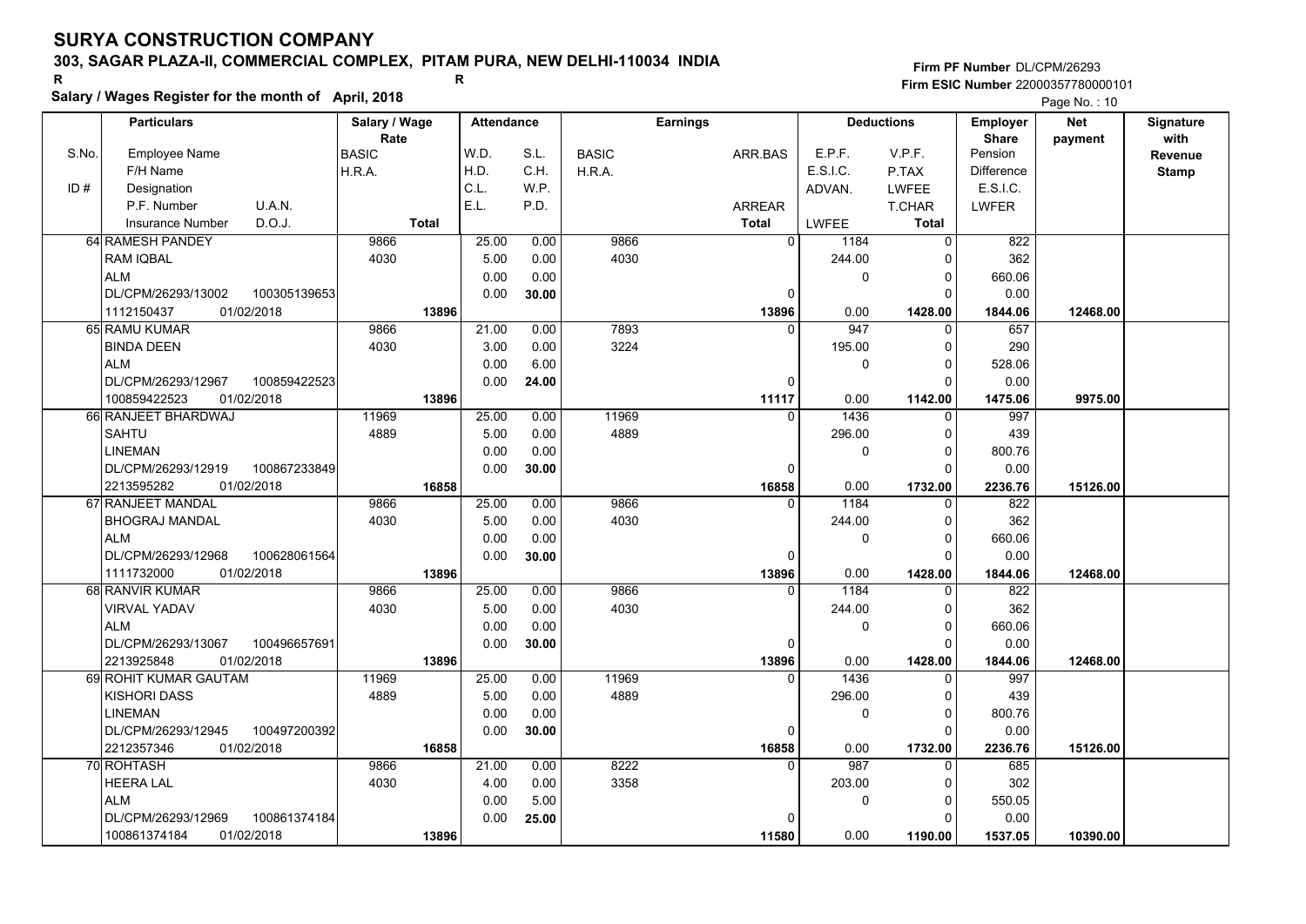# SURYA CONSTRUCTION COMPANY

**303, SAGAR PLAZA-II, COMMERCIAL COMPLEX, PITAM PURA, NEW DELHI-110034 INDIA**

R R

**Salary / Wages Register for the month of April, 2018**

**Firm PF Number** DL/CPM/26293
**Firm ESIC Number** 22000357780000101

Page No. : 10

| S.No. / ID # | Particulars: Employee Name / F/H Name / Designation / P.F. Number, U.A.N. / Insurance Number, D.O.J. | Salary / Wage Rate: BASIC / H.R.A. / Total | Attendance: W.D. / H.D. / C.L. / E.L. | Attendance: S.L. / C.H. / W.P. / P.D. | Earnings: BASIC / H.R.A. | Earnings: ARR.BAS / ARREAR / Total | Deductions: E.P.F. / E.S.I.C. / ADVAN. / LWFEE | Deductions: V.P.F. / P.TAX / LWFEE / T.CHAR / Total | Employer Share: Pension / Difference / E.S.I.C. / LWFER | Net payment | Signature with Revenue Stamp |
|---|---|---|---|---|---|---|---|---|---|---|---|
| 64 | RAMESH PANDEY<br>RAM IQBAL<br>ALM<br>DL/CPM/26293/13002 100305139653<br>1112150437 01/02/2018 | 9866<br>4030<br>13896 | 25.00<br>5.00<br>0.00<br>0.00 | 0.00<br>0.00<br>0.00<br>30.00 | 9866<br>4030 | 0<br>0<br>13896 | 1184<br>244.00<br>0<br>0.00 | 0<br>0<br>0<br>0<br>1428.00 | 822<br>362<br>660.06<br>0.00<br>1844.06 | 12468.00 | |
| 65 | RAMU KUMAR<br>BINDA DEEN<br>ALM<br>DL/CPM/26293/12967 100859422523<br>100859422523 01/02/2018 | 9866<br>4030<br>13896 | 21.00<br>3.00<br>0.00<br>0.00 | 0.00<br>0.00<br>6.00<br>24.00 | 7893<br>3224 | 0<br>0<br>11117 | 947<br>195.00<br>0<br>0.00 | 0<br>0<br>0<br>0<br>1142.00 | 657<br>290<br>528.06<br>0.00<br>1475.06 | 9975.00 | |
| 66 | RANJEET BHARDWAJ<br>SAHTU<br>LINEMAN<br>DL/CPM/26293/12919 100867233849<br>2213595282 01/02/2018 | 11969<br>4889<br>16858 | 25.00<br>5.00<br>0.00<br>0.00 | 0.00<br>0.00<br>0.00<br>30.00 | 11969<br>4889 | 0<br>0<br>16858 | 1436<br>296.00<br>0<br>0.00 | 0<br>0<br>0<br>0<br>1732.00 | 997<br>439<br>800.76<br>0.00<br>2236.76 | 15126.00 | |
| 67 | RANJEET MANDAL<br>BHOGRAJ MANDAL<br>ALM<br>DL/CPM/26293/12968 100628061564<br>1111732000 01/02/2018 | 9866<br>4030<br>13896 | 25.00<br>5.00<br>0.00<br>0.00 | 0.00<br>0.00<br>0.00<br>30.00 | 9866<br>4030 | 0<br>0<br>13896 | 1184<br>244.00<br>0<br>0.00 | 0<br>0<br>0<br>0<br>1428.00 | 822<br>362<br>660.06<br>0.00<br>1844.06 | 12468.00 | |
| 68 | RANVIR KUMAR<br>VIRVAL YADAV<br>ALM<br>DL/CPM/26293/13067 100496657691<br>2213925848 01/02/2018 | 9866<br>4030<br>13896 | 25.00<br>5.00<br>0.00<br>0.00 | 0.00<br>0.00<br>0.00<br>30.00 | 9866<br>4030 | 0<br>0<br>13896 | 1184<br>244.00<br>0<br>0.00 | 0<br>0<br>0<br>0<br>1428.00 | 822<br>362<br>660.06<br>0.00<br>1844.06 | 12468.00 | |
| 69 | ROHIT KUMAR GAUTAM<br>KISHORI DASS<br>LINEMAN<br>DL/CPM/26293/12945 100497200392<br>2212357346 01/02/2018 | 11969<br>4889<br>16858 | 25.00<br>5.00<br>0.00<br>0.00 | 0.00<br>0.00<br>0.00<br>30.00 | 11969<br>4889 | 0<br>0<br>16858 | 1436<br>296.00<br>0<br>0.00 | 0<br>0<br>0<br>0<br>1732.00 | 997<br>439<br>800.76<br>0.00<br>2236.76 | 15126.00 | |
| 70 | ROHTASH<br>HEERA LAL<br>ALM<br>DL/CPM/26293/12969 100861374184<br>100861374184 01/02/2018 | 9866<br>4030<br>13896 | 21.00<br>4.00<br>0.00<br>0.00 | 0.00<br>0.00<br>5.00<br>25.00 | 8222<br>3358 | 0<br>0<br>11580 | 987<br>203.00<br>0<br>0.00 | 0<br>0<br>0<br>0<br>1190.00 | 685<br>302<br>550.05<br>0.00<br>1537.05 | 10390.00 | |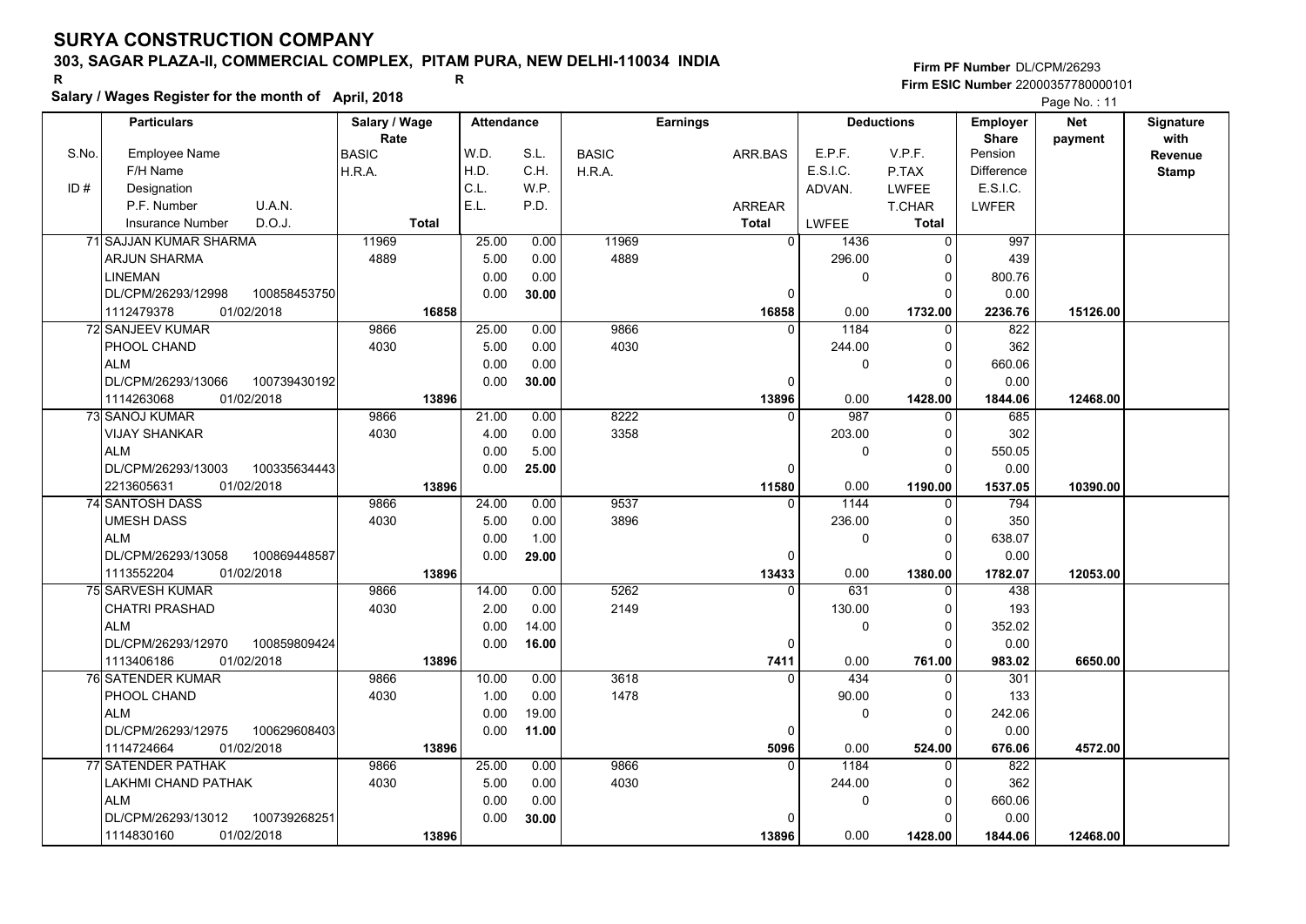# SURYA CONSTRUCTION COMPANY

**303, SAGAR PLAZA-II, COMMERCIAL COMPLEX, PITAM PURA, NEW DELHI-110034 INDIA**

R R

**Salary / Wages Register for the month of April, 2018**

**Firm PF Number** DL/CPM/26293
**Firm ESIC Number** 22000357780000101

| S.No. / ID # | Particulars: Employee Name / F/H Name / Designation / P.F. Number, U.A.N. / Insurance Number, D.O.J. | Salary / Wage Rate: BASIC / H.R.A. / Total | Attendance: W.D. / H.D. / C.L. / E.L. | Attendance: S.L. / C.H. / W.P. / P.D. | Earnings: BASIC / H.R.A. | Earnings: ARR.BAS / ARREAR / Total | Deductions: E.P.F. / E.S.I.C. / ADVAN. / LWFEE | Deductions: V.P.F. / P.TAX / LWFEE / T.CHAR / Total | Employer Share: Pension / Difference / E.S.I.C. / LWFER | Net payment | Signature with Revenue Stamp |
|---|---|---|---|---|---|---|---|---|---|---|---|
| 71 | SAJJAN KUMAR SHARMA<br>ARJUN SHARMA<br>LINEMAN<br>DL/CPM/26293/12998 100858453750<br>1112479378 01/02/2018 | 11969<br>4889<br>16858 | 25.00<br>5.00<br>0.00<br>0.00 | 0.00<br>0.00<br>0.00<br>30.00 | 11969<br>4889 | 0<br>0<br>16858 | 1436<br>296.00<br>0<br>0.00 | 0<br>0<br>0<br>0<br>1732.00 | 997<br>439<br>800.76<br>0.00<br>2236.76 | 15126.00 | |
| 72 | SANJEEV KUMAR<br>PHOOL CHAND<br>ALM<br>DL/CPM/26293/13066 100739430192<br>1114263068 01/02/2018 | 9866<br>4030<br>13896 | 25.00<br>5.00<br>0.00<br>0.00 | 0.00<br>0.00<br>0.00<br>30.00 | 9866<br>4030 | 0<br>0<br>13896 | 1184<br>244.00<br>0<br>0.00 | 0<br>0<br>0<br>0<br>1428.00 | 822<br>362<br>660.06<br>0.00<br>1844.06 | 12468.00 | |
| 73 | SANOJ KUMAR<br>VIJAY SHANKAR<br>ALM<br>DL/CPM/26293/13003 100335634443<br>2213605631 01/02/2018 | 9866<br>4030<br>13896 | 21.00<br>4.00<br>0.00<br>0.00 | 0.00<br>0.00<br>5.00<br>25.00 | 8222<br>3358 | 0<br>0<br>11580 | 987<br>203.00<br>0<br>0.00 | 0<br>0<br>0<br>0<br>1190.00 | 685<br>302<br>550.05<br>0.00<br>1537.05 | 10390.00 | |
| 74 | SANTOSH DASS<br>UMESH DASS<br>ALM<br>DL/CPM/26293/13058 100869448587<br>1113552204 01/02/2018 | 9866<br>4030<br>13896 | 24.00<br>5.00<br>0.00<br>0.00 | 0.00<br>0.00<br>1.00<br>29.00 | 9537<br>3896 | 0<br>0<br>13433 | 1144<br>236.00<br>0<br>0.00 | 0<br>0<br>0<br>0<br>1380.00 | 794<br>350<br>638.07<br>0.00<br>1782.07 | 12053.00 | |
| 75 | SARVESH KUMAR<br>CHATRI PRASHAD<br>ALM<br>DL/CPM/26293/12970 100859809424<br>1113406186 01/02/2018 | 9866<br>4030<br>13896 | 14.00<br>2.00<br>0.00<br>0.00 | 0.00<br>0.00<br>14.00<br>16.00 | 5262<br>2149 | 0<br>0<br>7411 | 631<br>130.00<br>0<br>0.00 | 0<br>0<br>0<br>0<br>761.00 | 438<br>193<br>352.02<br>0.00<br>983.02 | 6650.00 | |
| 76 | SATENDER KUMAR<br>PHOOL CHAND<br>ALM<br>DL/CPM/26293/12975 100629608403<br>1114724664 01/02/2018 | 9866<br>4030<br>13896 | 10.00<br>1.00<br>0.00<br>0.00 | 0.00<br>0.00<br>19.00<br>11.00 | 3618<br>1478 | 0<br>0<br>5096 | 434<br>90.00<br>0<br>0.00 | 0<br>0<br>0<br>0<br>524.00 | 301<br>133<br>242.06<br>0.00<br>676.06 | 4572.00 | |
| 77 | SATENDER PATHAK<br>LAKHMI CHAND PATHAK<br>ALM<br>DL/CPM/26293/13012 100739268251<br>1114830160 01/02/2018 | 9866<br>4030<br>13896 | 25.00<br>5.00<br>0.00<br>0.00 | 0.00<br>0.00<br>0.00<br>30.00 | 9866<br>4030 | 0<br>0<br>13896 | 1184<br>244.00<br>0<br>0.00 | 0<br>0<br>0<br>0<br>1428.00 | 822<br>362<br>660.06<br>0.00<br>1844.06 | 12468.00 | |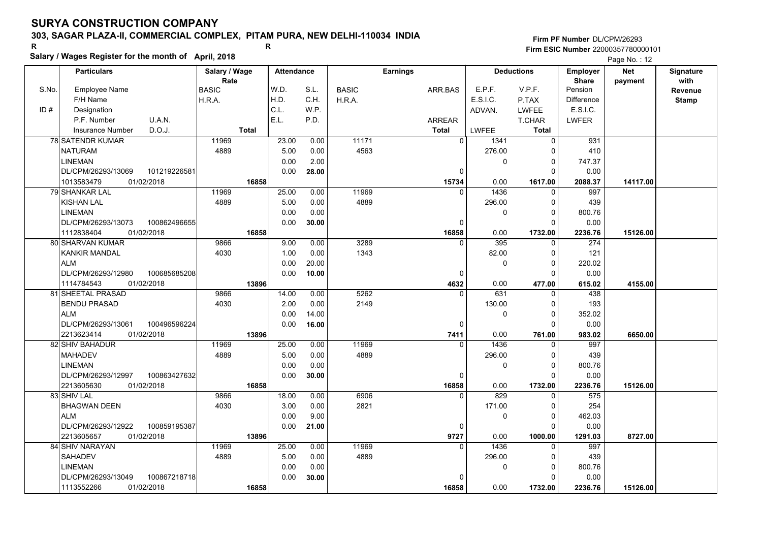# SURYA CONSTRUCTION COMPANY

## 303, SAGAR PLAZA-II, COMMERCIAL COMPLEX, PITAM PURA, NEW DELHI-110034 INDIA

R R

**Salary / Wages Register for the month of April, 2018**

Firm PF Number DL/CPM/26293
Firm ESIC Number 22000357780000101

| S.No. / ID # | Employee Name / F/H Name / Designation / P.F. Number U.A.N. / Insurance Number D.O.J. | Salary / Wage Rate: BASIC / H.R.A. / Total | Attendance: W.D. / H.D. / C.L. / E.L. | S.L. / C.H. / W.P. / P.D. | Earnings: BASIC / H.R.A. | ARR.BAS / ARREAR / Total | E.P.F. / E.S.I.C. / ADVAN. / LWFEE | V.P.F. / P.TAX / LWFEE / T.CHAR / Total | Employer Share: Pension / Difference / E.S.I.C. / LWFER | Net payment | Signature with Revenue Stamp |
|---|---|---|---|---|---|---|---|---|---|---|---|
| 78 | SATENDR KUMAR | 11969 | 23.00 | 0.00 | 11171 | 0 | 1341 | 0 | 931 | | |
| | NATURAM | 4889 | 5.00 | 0.00 | 4563 | | 276.00 | 0 | 410 | | |
| | LINEMAN | | 0.00 | 2.00 | | | 0 | 0 | 747.37 | | |
| | DL/CPM/26293/13069 101219226581 | | 0.00 | 28.00 | | 0 | | 0 | 0.00 | | |
| | 1013583479 01/02/2018 | 16858 | | | | 15734 | 0.00 | 1617.00 | 2088.37 | 14117.00 | |
| 79 | SHANKAR LAL | 11969 | 25.00 | 0.00 | 11969 | 0 | 1436 | 0 | 997 | | |
| | KISHAN LAL | 4889 | 5.00 | 0.00 | 4889 | | 296.00 | 0 | 439 | | |
| | LINEMAN | | 0.00 | 0.00 | | | 0 | 0 | 800.76 | | |
| | DL/CPM/26293/13073 100862496655 | | 0.00 | 30.00 | | 0 | | 0 | 0.00 | | |
| | 1112838404 01/02/2018 | 16858 | | | | 16858 | 0.00 | 1732.00 | 2236.76 | 15126.00 | |
| 80 | SHARVAN KUMAR | 9866 | 9.00 | 0.00 | 3289 | 0 | 395 | 0 | 274 | | |
| | KANKIR MANDAL | 4030 | 1.00 | 0.00 | 1343 | | 82.00 | 0 | 121 | | |
| | ALM | | 0.00 | 20.00 | | | 0 | 0 | 220.02 | | |
| | DL/CPM/26293/12980 100685685208 | | 0.00 | 10.00 | | 0 | | 0 | 0.00 | | |
| | 1114784543 01/02/2018 | 13896 | | | | 4632 | 0.00 | 477.00 | 615.02 | 4155.00 | |
| 81 | SHEETAL PRASAD | 9866 | 14.00 | 0.00 | 5262 | 0 | 631 | 0 | 438 | | |
| | BENDU PRASAD | 4030 | 2.00 | 0.00 | 2149 | | 130.00 | 0 | 193 | | |
| | ALM | | 0.00 | 14.00 | | | 0 | 0 | 352.02 | | |
| | DL/CPM/26293/13061 100496596224 | | 0.00 | 16.00 | | 0 | | 0 | 0.00 | | |
| | 2213623414 01/02/2018 | 13896 | | | | 7411 | 0.00 | 761.00 | 983.02 | 6650.00 | |
| 82 | SHIV BAHADUR | 11969 | 25.00 | 0.00 | 11969 | 0 | 1436 | 0 | 997 | | |
| | MAHADEV | 4889 | 5.00 | 0.00 | 4889 | | 296.00 | 0 | 439 | | |
| | LINEMAN | | 0.00 | 0.00 | | | 0 | 0 | 800.76 | | |
| | DL/CPM/26293/12997 100863427632 | | 0.00 | 30.00 | | 0 | | 0 | 0.00 | | |
| | 2213605630 01/02/2018 | 16858 | | | | 16858 | 0.00 | 1732.00 | 2236.76 | 15126.00 | |
| 83 | SHIV LAL | 9866 | 18.00 | 0.00 | 6906 | 0 | 829 | 0 | 575 | | |
| | BHAGWAN DEEN | 4030 | 3.00 | 0.00 | 2821 | | 171.00 | 0 | 254 | | |
| | ALM | | 0.00 | 9.00 | | | 0 | 0 | 462.03 | | |
| | DL/CPM/26293/12922 100859195387 | | 0.00 | 21.00 | | 0 | | 0 | 0.00 | | |
| | 2213605657 01/02/2018 | 13896 | | | | 9727 | 0.00 | 1000.00 | 1291.03 | 8727.00 | |
| 84 | SHIV NARAYAN | 11969 | 25.00 | 0.00 | 11969 | 0 | 1436 | 0 | 997 | | |
| | SAHADEV | 4889 | 5.00 | 0.00 | 4889 | | 296.00 | 0 | 439 | | |
| | LINEMAN | | 0.00 | 0.00 | | | 0 | 0 | 800.76 | | |
| | DL/CPM/26293/13049 100867218718 | | 0.00 | 30.00 | | 0 | | 0 | 0.00 | | |
| | 1113552266 01/02/2018 | 16858 | | | | 16858 | 0.00 | 1732.00 | 2236.76 | 15126.00 | |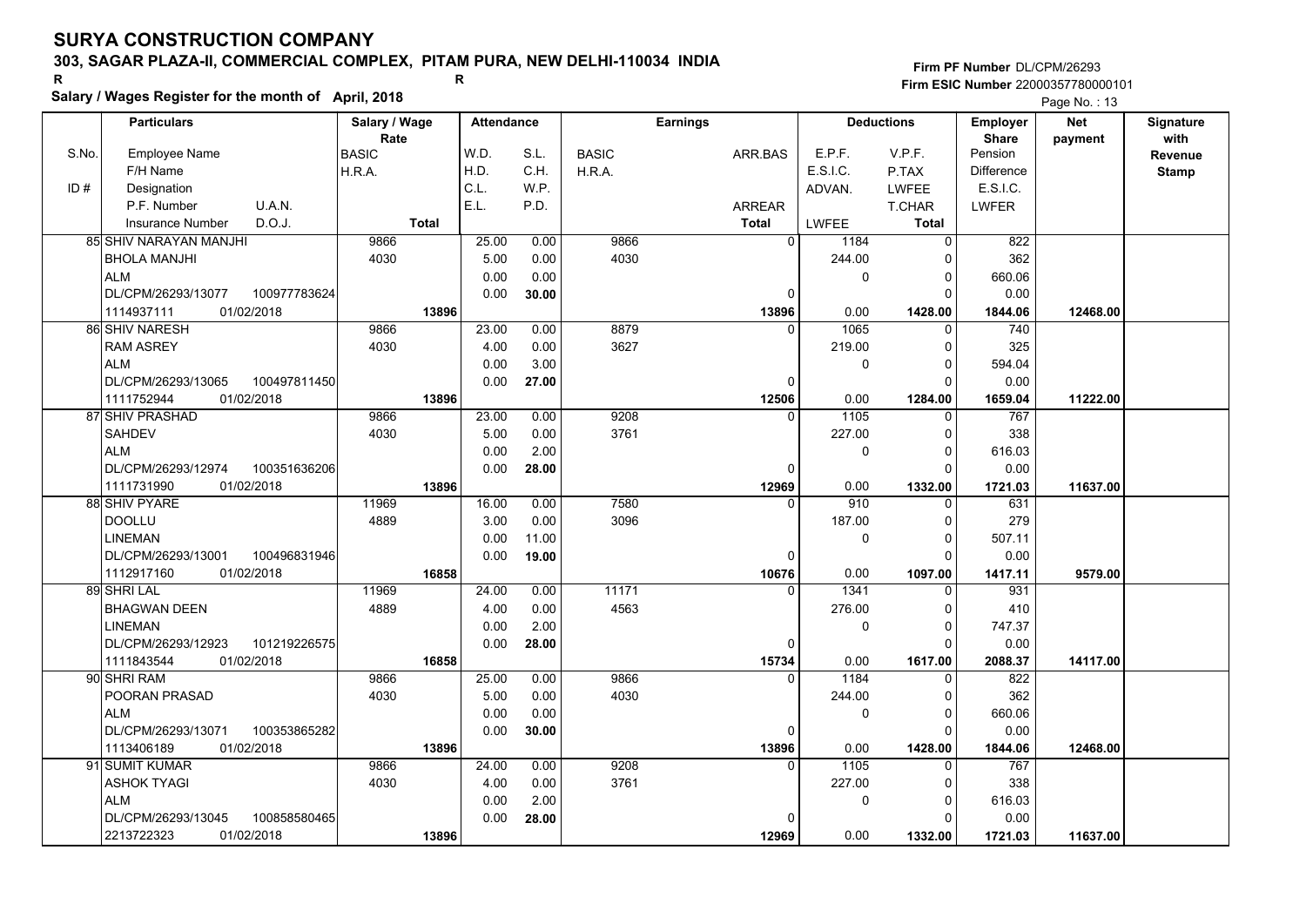# SURYA CONSTRUCTION COMPANY

**303, SAGAR PLAZA-II, COMMERCIAL COMPLEX, PITAM PURA, NEW DELHI-110034 INDIA**

R R

**Salary / Wages Register for the month of April, 2018**

Firm PF Number DL/CPM/26293
Firm ESIC Number 22000357780000101

| S.No. | Particulars: Employee Name / F/H Name / ID # Designation / P.F. Number U.A.N. / Insurance Number D.O.J. | Salary / Wage Rate: BASIC / H.R.A. / Total | Attendance: W.D. / H.D. / C.L. / E.L. | S.L. / C.H. / W.P. / P.D. | Earnings: BASIC / H.R.A. | ARR.BAS / ARREAR / Total | Deductions: E.P.F. / E.S.I.C. / ADVAN. / LWFEE | V.P.F. / P.TAX / LWFEE / T.CHAR / Total | Employer Share: Pension / Difference / E.S.I.C. / LWFER | Net payment | Signature with Revenue Stamp |
|---|---|---|---|---|---|---|---|---|---|---|---|
| 85 | SHIV NARAYAN MANJHI | 9866 | 25.00 | 0.00 | 9866 | 0 | 1184 | 0 | 822 | | |
| | BHOLA MANJHI | 4030 | 5.00 | 0.00 | 4030 | | 244.00 | 0 | 362 | | |
| | ALM | | 0.00 | 0.00 | | | 0 | 0 | 660.06 | | |
| | DL/CPM/26293/13077 100977783624 | | 0.00 | 30.00 | | 0 | | 0 | 0.00 | | |
| | 1114937111 01/02/2018 | 13896 | | | | 13896 | 0.00 | 1428.00 | 1844.06 | 12468.00 | |
| 86 | SHIV NARESH | 9866 | 23.00 | 0.00 | 8879 | 0 | 1065 | 0 | 740 | | |
| | RAM ASREY | 4030 | 4.00 | 0.00 | 3627 | | 219.00 | 0 | 325 | | |
| | ALM | | 0.00 | 3.00 | | | 0 | 0 | 594.04 | | |
| | DL/CPM/26293/13065 100497811450 | | 0.00 | 27.00 | | 0 | | 0 | 0.00 | | |
| | 1111752944 01/02/2018 | 13896 | | | | 12506 | 0.00 | 1284.00 | 1659.04 | 11222.00 | |
| 87 | SHIV PRASHAD | 9866 | 23.00 | 0.00 | 9208 | 0 | 1105 | 0 | 767 | | |
| | SAHDEV | 4030 | 5.00 | 0.00 | 3761 | | 227.00 | 0 | 338 | | |
| | ALM | | 0.00 | 2.00 | | | 0 | 0 | 616.03 | | |
| | DL/CPM/26293/12974 100351636206 | | 0.00 | 28.00 | | 0 | | 0 | 0.00 | | |
| | 1111731990 01/02/2018 | 13896 | | | | 12969 | 0.00 | 1332.00 | 1721.03 | 11637.00 | |
| 88 | SHIV PYARE | 11969 | 16.00 | 0.00 | 7580 | 0 | 910 | 0 | 631 | | |
| | DOOLLU | 4889 | 3.00 | 0.00 | 3096 | | 187.00 | 0 | 279 | | |
| | LINEMAN | | 0.00 | 11.00 | | | 0 | 0 | 507.11 | | |
| | DL/CPM/26293/13001 100496831946 | | 0.00 | 19.00 | | 0 | | 0 | 0.00 | | |
| | 1112917160 01/02/2018 | 16858 | | | | 10676 | 0.00 | 1097.00 | 1417.11 | 9579.00 | |
| 89 | SHRI LAL | 11969 | 24.00 | 0.00 | 11171 | 0 | 1341 | 0 | 931 | | |
| | BHAGWAN DEEN | 4889 | 4.00 | 0.00 | 4563 | | 276.00 | 0 | 410 | | |
| | LINEMAN | | 0.00 | 2.00 | | | 0 | 0 | 747.37 | | |
| | DL/CPM/26293/12923 101219226575 | | 0.00 | 28.00 | | 0 | | 0 | 0.00 | | |
| | 1111843544 01/02/2018 | 16858 | | | | 15734 | 0.00 | 1617.00 | 2088.37 | 14117.00 | |
| 90 | SHRI RAM | 9866 | 25.00 | 0.00 | 9866 | 0 | 1184 | 0 | 822 | | |
| | POORAN PRASAD | 4030 | 5.00 | 0.00 | 4030 | | 244.00 | 0 | 362 | | |
| | ALM | | 0.00 | 0.00 | | | 0 | 0 | 660.06 | | |
| | DL/CPM/26293/13071 100353865282 | | 0.00 | 30.00 | | 0 | | 0 | 0.00 | | |
| | 1113406189 01/02/2018 | 13896 | | | | 13896 | 0.00 | 1428.00 | 1844.06 | 12468.00 | |
| 91 | SUMIT KUMAR | 9866 | 24.00 | 0.00 | 9208 | 0 | 1105 | 0 | 767 | | |
| | ASHOK TYAGI | 4030 | 4.00 | 0.00 | 3761 | | 227.00 | 0 | 338 | | |
| | ALM | | 0.00 | 2.00 | | | 0 | 0 | 616.03 | | |
| | DL/CPM/26293/13045 100858580465 | | 0.00 | 28.00 | | 0 | | 0 | 0.00 | | |
| | 2213722323 01/02/2018 | 13896 | | | | 12969 | 0.00 | 1332.00 | 1721.03 | 11637.00 | |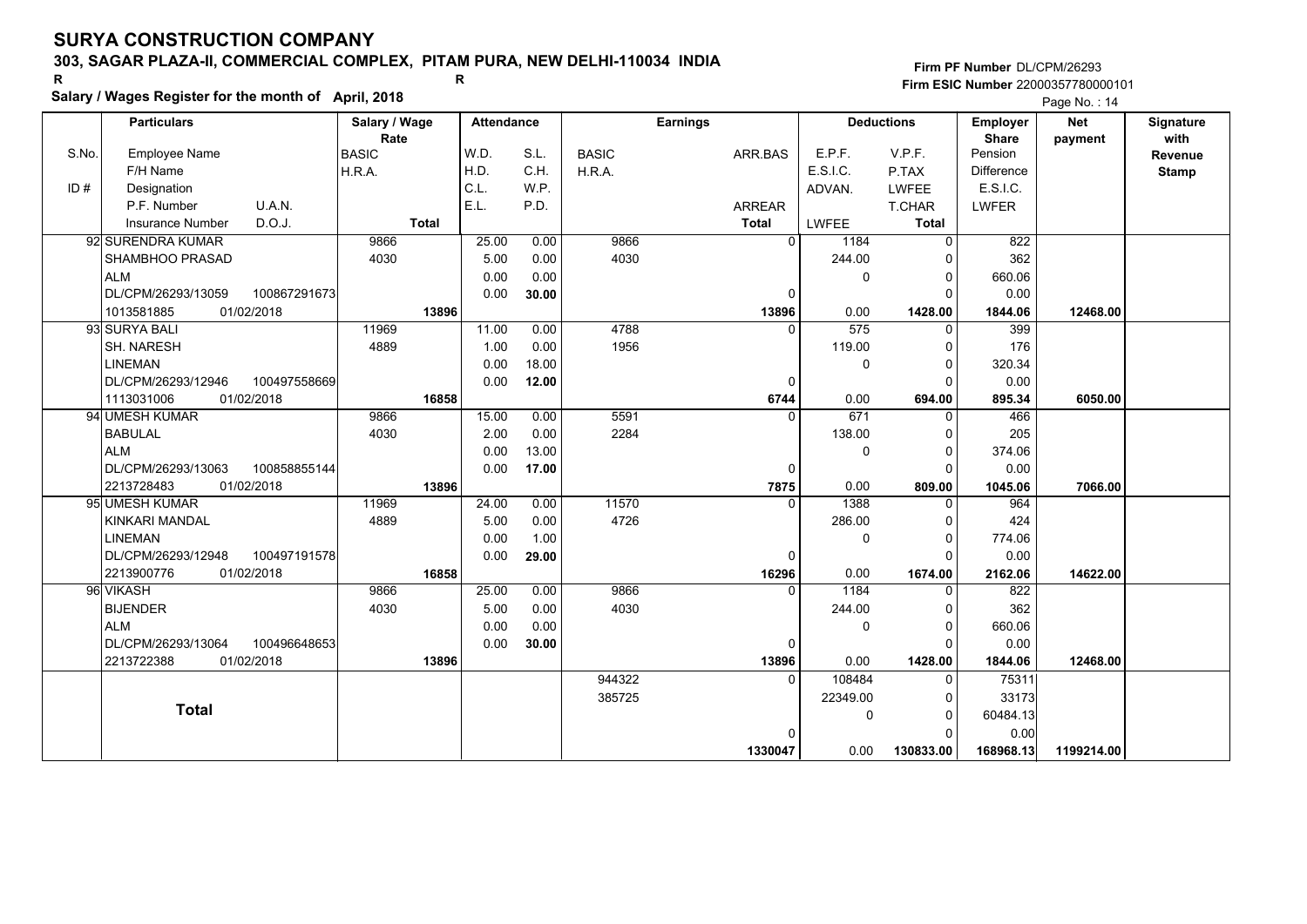# SURYA CONSTRUCTION COMPANY

**303, SAGAR PLAZA-II, COMMERCIAL COMPLEX, PITAM PURA, NEW DELHI-110034 INDIA**

R R

**Salary / Wages Register for the month of April, 2018**

**Firm PF Number** DL/CPM/26293
**Firm ESIC Number** 22000357780000101

Page No. : 14

| S.No. / ID # | Particulars: Employee Name / F/H Name / Designation / P.F. Number, U.A.N. / Insurance Number, D.O.J. | Salary / Wage Rate: BASIC / H.R.A. / Total | Attendance: W.D. / H.D. / C.L. / E.L. | Attendance: S.L. / C.H. / W.P. / P.D. | Earnings: BASIC / H.R.A. | Earnings: ARR.BAS / ARREAR / Total | Deductions: E.P.F. / E.S.I.C. / ADVAN. / LWFEE | Deductions: V.P.F. / P.TAX / LWFEE / T.CHAR / Total | Employer Share: Pension / Difference / E.S.I.C. / LWFER | Net payment | Signature with Revenue Stamp |
|---|---|---|---|---|---|---|---|---|---|---|---|
| 92 | SURENDRA KUMAR<br>SHAMBHOO PRASAD<br>ALM<br>DL/CPM/26293/13059 100867291673<br>1013581885 01/02/2018 | 9866<br>4030<br>**13896** | 25.00<br>5.00<br>0.00<br>0.00 | 0.00<br>0.00<br>0.00<br>**30.00** | 9866<br>4030 | 0<br>0<br>**13896** | 1184<br>244.00<br>0<br>0.00 | 0<br>0<br>0<br>0<br>**1428.00** | 822<br>362<br>660.06<br>0.00<br>1844.06 | **12468.00** | |
| 93 | SURYA BALI<br>SH. NARESH<br>LINEMAN<br>DL/CPM/26293/12946 100497558669<br>1113031006 01/02/2018 | 11969<br>4889<br>**16858** | 11.00<br>1.00<br>0.00<br>0.00 | 0.00<br>0.00<br>18.00<br>**12.00** | 4788<br>1956 | 0<br>0<br>**6744** | 575<br>119.00<br>0<br>0.00 | 0<br>0<br>0<br>0<br>**694.00** | 399<br>176<br>320.34<br>0.00<br>895.34 | **6050.00** | |
| 94 | UMESH KUMAR<br>BABULAL<br>ALM<br>DL/CPM/26293/13063 100858855144<br>2213728483 01/02/2018 | 9866<br>4030<br>**13896** | 15.00<br>2.00<br>0.00<br>0.00 | 0.00<br>0.00<br>13.00<br>**17.00** | 5591<br>2284 | 0<br>0<br>**7875** | 671<br>138.00<br>0<br>0.00 | 0<br>0<br>0<br>0<br>**809.00** | 466<br>205<br>374.06<br>0.00<br>1045.06 | **7066.00** | |
| 95 | UMESH KUMAR<br>KINKARI MANDAL<br>LINEMAN<br>DL/CPM/26293/12948 100497191578<br>2213900776 01/02/2018 | 11969<br>4889<br>**16858** | 24.00<br>5.00<br>0.00<br>0.00 | 0.00<br>0.00<br>1.00<br>**29.00** | 11570<br>4726 | 0<br>0<br>**16296** | 1388<br>286.00<br>0<br>0.00 | 0<br>0<br>0<br>0<br>**1674.00** | 964<br>424<br>774.06<br>0.00<br>2162.06 | **14622.00** | |
| 96 | VIKASH<br>BIJENDER<br>ALM<br>DL/CPM/26293/13064 100496648653<br>2213722388 01/02/2018 | 9866<br>4030<br>**13896** | 25.00<br>5.00<br>0.00<br>0.00 | 0.00<br>0.00<br>0.00<br>**30.00** | 9866<br>4030 | 0<br>0<br>**13896** | 1184<br>244.00<br>0<br>0.00 | 0<br>0<br>0<br>0<br>**1428.00** | 822<br>362<br>660.06<br>0.00<br>1844.06 | **12468.00** | |
| | **Total** | | | | 944322<br>385725 | 0<br>0<br>**1330047** | 108484<br>22349.00<br>0<br>0.00 | 0<br>0<br>0<br>0<br>**130833.00** | 75311<br>33173<br>60484.13<br>0.00<br>**168968.13** | **1199214.00** | |